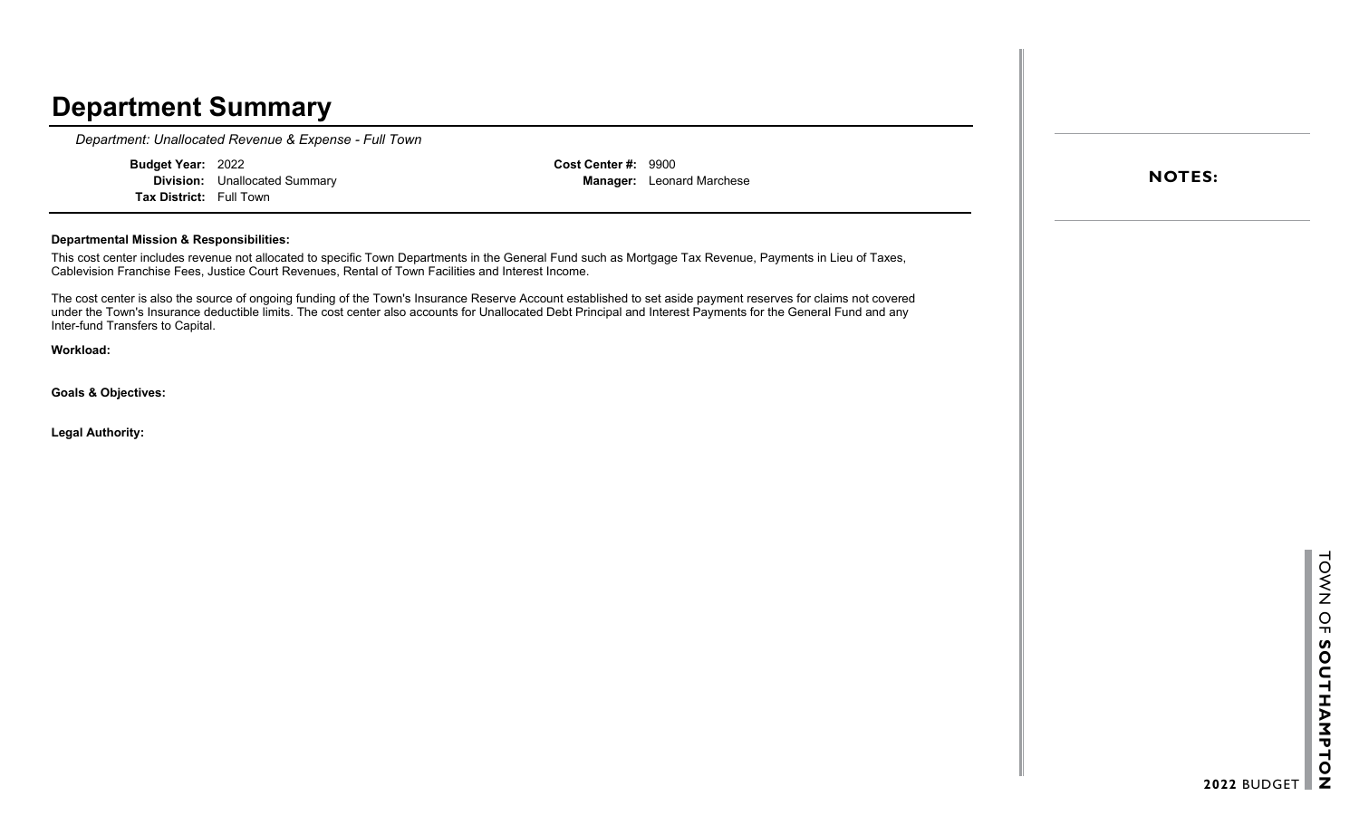# Department Summary

*Department: Unallocated Revenue & Expense - Full Town*

**Budget Year:** 2022
**Division:** Unallocated Summary
**Tax District:** Full Town

**Cost Center #:** 9900
**Manager:** Leonard Marchese

**Departmental Mission & Responsibilities:**

This cost center includes revenue not allocated to specific Town Departments in the General Fund such as Mortgage Tax Revenue, Payments in Lieu of Taxes, Cablevision Franchise Fees, Justice Court Revenues, Rental of Town Facilities and Interest Income.

The cost center is also the source of ongoing funding of the Town's Insurance Reserve Account established to set aside payment reserves for claims not covered under the Town's Insurance deductible limits. The cost center also accounts for Unallocated Debt Principal and Interest Payments for the General Fund and any Inter-fund Transfers to Capital.

**Workload:**

**Goals & Objectives:**

**Legal Authority:**

**NOTES:**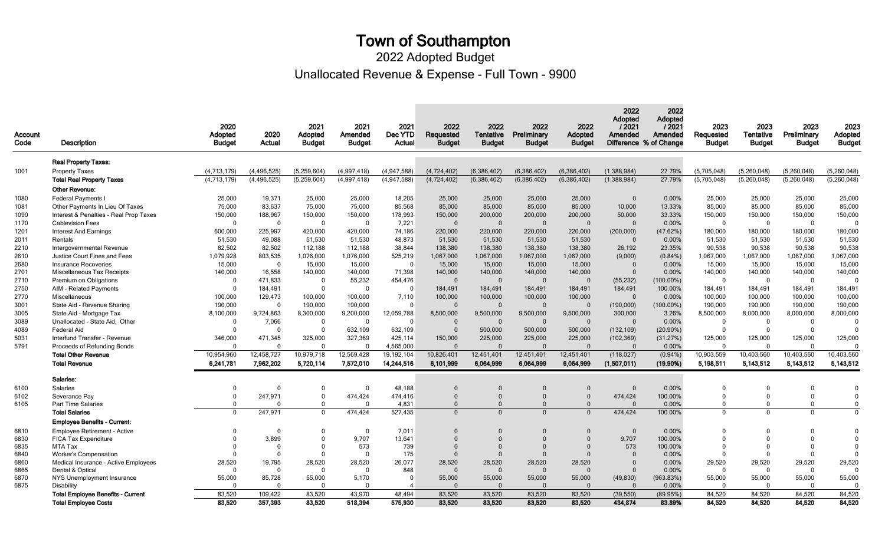# Town of Southampton

## 2022 Adopted Budget

## Unallocated Revenue & Expense - Full Town - 9900

| Account Code | Description | 2020 Adopted Budget | 2020 Actual | 2021 Adopted Budget | 2021 Amended Budget | 2021 Dec YTD Actual | 2022 Requested Budget | 2022 Tentative Budget | 2022 Preliminary Budget | 2022 Adopted Budget | 2022 Adopted / 2021 Amended Difference | 2022 Adopted / 2021 Amended % of Change | 2023 Requested Budget | 2023 Tentative Budget | 2023 Preliminary Budget | 2023 Adopted Budget |
|---|---|---|---|---|---|---|---|---|---|---|---|---|---|---|---|---|
| | **Real Property Taxes:** | | | | | | | | | | | | | | | |
| 1001 | Property Taxes | (4,713,179) | (4,496,525) | (5,259,604) | (4,997,418) | (4,947,588) | (4,724,402) | (6,386,402) | (6,386,402) | (6,386,402) | (1,388,984) | 27.79% | (5,705,048) | (5,260,048) | (5,260,048) | (5,260,048) |
| | **Total Real Property Taxes** | (4,713,179) | (4,496,525) | (5,259,604) | (4,997,418) | (4,947,588) | (4,724,402) | (6,386,402) | (6,386,402) | (6,386,402) | (1,388,984) | 27.79% | (5,705,048) | (5,260,048) | (5,260,048) | (5,260,048) |
| | **Other Revenue:** | | | | | | | | | | | | | | | |
| 1080 | Federal Payments I | 25,000 | 19,371 | 25,000 | 25,000 | 18,205 | 25,000 | 25,000 | 25,000 | 25,000 | 0 | 0.00% | 25,000 | 25,000 | 25,000 | 25,000 |
| 1081 | Other Payments In Lieu Of Taxes | 75,000 | 83,637 | 75,000 | 75,000 | 85,568 | 85,000 | 85,000 | 85,000 | 85,000 | 10,000 | 13.33% | 85,000 | 85,000 | 85,000 | 85,000 |
| 1090 | Interest & Penalties - Real Prop Taxes | 150,000 | 188,967 | 150,000 | 150,000 | 178,993 | 150,000 | 200,000 | 200,000 | 200,000 | 50,000 | 33.33% | 150,000 | 150,000 | 150,000 | 150,000 |
| 1170 | Cablevision Fees | 0 | 0 | 0 | 0 | 7,221 | 0 | 0 | 0 | 0 | 0 | 0.00% | 0 | 0 | 0 | 0 |
| 1201 | Interest And Earnings | 600,000 | 225,997 | 420,000 | 420,000 | 74,186 | 220,000 | 220,000 | 220,000 | 220,000 | (200,000) | (47.62%) | 180,000 | 180,000 | 180,000 | 180,000 |
| 2011 | Rentals | 51,530 | 49,088 | 51,530 | 51,530 | 48,873 | 51,530 | 51,530 | 51,530 | 51,530 | 0 | 0.00% | 51,530 | 51,530 | 51,530 | 51,530 |
| 2210 | Intergovernmental Revenue | 82,502 | 82,502 | 112,188 | 112,188 | 38,844 | 138,380 | 138,380 | 138,380 | 138,380 | 26,192 | 23.35% | 90,538 | 90,538 | 90,538 | 90,538 |
| 2610 | Justice Court Fines and Fees | 1,079,928 | 803,535 | 1,076,000 | 1,076,000 | 525,219 | 1,067,000 | 1,067,000 | 1,067,000 | 1,067,000 | (9,000) | (0.84%) | 1,067,000 | 1,067,000 | 1,067,000 | 1,067,000 |
| 2680 | Insurance Recoveries | 15,000 | 0 | 15,000 | 15,000 | 0 | 15,000 | 15,000 | 15,000 | 15,000 | 0 | 0.00% | 15,000 | 15,000 | 15,000 | 15,000 |
| 2701 | Miscellaneous Tax Receipts | 140,000 | 16,558 | 140,000 | 140,000 | 71,398 | 140,000 | 140,000 | 140,000 | 140,000 | 0 | 0.00% | 140,000 | 140,000 | 140,000 | 140,000 |
| 2710 | Premium on Obligations | 0 | 471,833 | 0 | 55,232 | 454,476 | 0 | 0 | 0 | 0 | (55,232) | (100.00%) | 0 | 0 | 0 | 0 |
| 2750 | AIM - Related Payments | 0 | 184,491 | 0 | 0 | 0 | 184,491 | 184,491 | 184,491 | 184,491 | 184,491 | 100.00% | 184,491 | 184,491 | 184,491 | 184,491 |
| 2770 | Miscellaneous | 100,000 | 129,473 | 100,000 | 100,000 | 7,110 | 100,000 | 100,000 | 100,000 | 100,000 | 0 | 0.00% | 100,000 | 100,000 | 100,000 | 100,000 |
| 3001 | State Aid - Revenue Sharing | 190,000 | 0 | 190,000 | 190,000 | 0 | 0 | 0 | 0 | 0 | (190,000) | (100.00%) | 190,000 | 190,000 | 190,000 | 190,000 |
| 3005 | State Aid - Mortgage Tax | 8,100,000 | 9,724,863 | 8,300,000 | 9,200,000 | 12,059,788 | 8,500,000 | 9,500,000 | 9,500,000 | 9,500,000 | 300,000 | 3.26% | 8,500,000 | 8,000,000 | 8,000,000 | 8,000,000 |
| 3089 | Unallocated - State Aid, Other | 0 | 7,066 | 0 | 0 | 0 | 0 | 0 | 0 | 0 | 0 | 0.00% | 0 | 0 | 0 | 0 |
| 4089 | Federal Aid | 0 | 0 | 0 | 632,109 | 632,109 | 0 | 500,000 | 500,000 | 500,000 | (132,109) | (20.90%) | 0 | 0 | 0 | 0 |
| 5031 | Interfund Transfer - Revenue | 346,000 | 471,345 | 325,000 | 327,369 | 425,114 | 150,000 | 225,000 | 225,000 | 225,000 | (102,369) | (31.27%) | 125,000 | 125,000 | 125,000 | 125,000 |
| 5791 | Proceeds of Refunding Bonds | 0 | 0 | 0 | 0 | 4,565,000 | 0 | 0 | 0 | 0 | 0 | 0.00% | 0 | 0 | 0 | 0 |
| | **Total Other Revenue** | 10,954,960 | 12,458,727 | 10,979,718 | 12,569,428 | 19,192,104 | 10,826,401 | 12,451,401 | 12,451,401 | 12,451,401 | (118,027) | (0.94%) | 10,903,559 | 10,403,560 | 10,403,560 | 10,403,560 |
| | **Total Revenue** | **6,241,781** | **7,962,202** | **5,720,114** | **7,572,010** | **14,244,516** | **6,101,999** | **6,064,999** | **6,064,999** | **6,064,999** | **(1,507,011)** | **(19.90%)** | **5,198,511** | **5,143,512** | **5,143,512** | **5,143,512** |
| | **Salaries:** | | | | | | | | | | | | | | | |
| 6100 | Salaries | 0 | 0 | 0 | 0 | 48,188 | 0 | 0 | 0 | 0 | 0 | 0.00% | 0 | 0 | 0 | 0 |
| 6102 | Severance Pay | 0 | 247,971 | 0 | 474,424 | 474,416 | 0 | 0 | 0 | 0 | 474,424 | 100.00% | 0 | 0 | 0 | 0 |
| 6105 | Part Time Salaries | 0 | 0 | 0 | 0 | 4,831 | 0 | 0 | 0 | 0 | 0 | 0.00% | 0 | 0 | 0 | 0 |
| | **Total Salaries** | 0 | 247,971 | 0 | 474,424 | 527,435 | 0 | 0 | 0 | 0 | 474,424 | 100.00% | 0 | 0 | 0 | 0 |
| | **Employee Benefits - Current:** | | | | | | | | | | | | | | | |
| 6810 | Employee Retirement - Active | 0 | 0 | 0 | 0 | 7,011 | 0 | 0 | 0 | 0 | 0 | 0.00% | 0 | 0 | 0 | 0 |
| 6830 | FICA Tax Expenditure | 0 | 3,899 | 0 | 9,707 | 13,641 | 0 | 0 | 0 | 0 | 9,707 | 100.00% | 0 | 0 | 0 | 0 |
| 6835 | MTA Tax | 0 | 0 | 0 | 573 | 739 | 0 | 0 | 0 | 0 | 573 | 100.00% | 0 | 0 | 0 | 0 |
| 6840 | Worker's Compensation | 0 | 0 | 0 | 0 | 175 | 0 | 0 | 0 | 0 | 0 | 0.00% | 0 | 0 | 0 | 0 |
| 6860 | Medical Insurance - Active Employees | 28,520 | 19,795 | 28,520 | 28,520 | 26,077 | 28,520 | 28,520 | 28,520 | 28,520 | 0 | 0.00% | 29,520 | 29,520 | 29,520 | 29,520 |
| 6865 | Dental & Optical | 0 | 0 | 0 | 0 | 848 | 0 | 0 | 0 | 0 | 0 | 0.00% | 0 | 0 | 0 | 0 |
| 6870 | NYS Unemployment Insurance | 55,000 | 85,728 | 55,000 | 5,170 | 0 | 55,000 | 55,000 | 55,000 | 55,000 | (49,830) | (963.83%) | 55,000 | 55,000 | 55,000 | 55,000 |
| 6875 | Disability | 0 | 0 | 0 | 0 | 4 | 0 | 0 | 0 | 0 | 0 | 0.00% | 0 | 0 | 0 | 0 |
| | **Total Employee Benefits - Current** | 83,520 | 109,422 | 83,520 | 43,970 | 48,494 | 83,520 | 83,520 | 83,520 | 83,520 | (39,550) | (89.95%) | 84,520 | 84,520 | 84,520 | 84,520 |
| | **Total Employee Costs** | **83,520** | **357,393** | **83,520** | **518,394** | **575,930** | **83,520** | **83,520** | **83,520** | **83,520** | **434,874** | **83.89%** | **84,520** | **84,520** | **84,520** | **84,520** |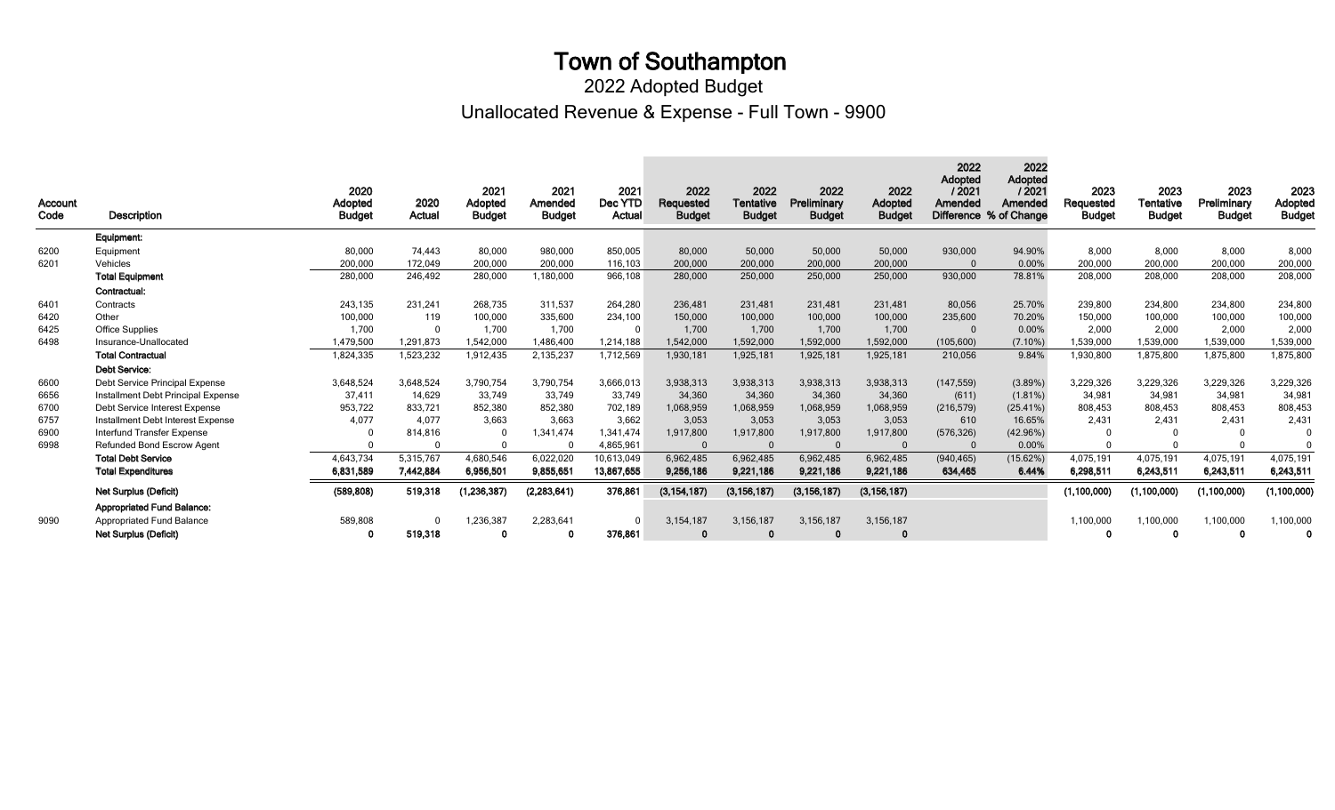# Town of Southampton

## 2022 Adopted Budget

## Unallocated Revenue & Expense - Full Town - 9900

| Account Code | Description | 2020 Adopted Budget | 2020 Actual | 2021 Adopted Budget | 2021 Amended Budget | 2021 Dec YTD Actual | 2022 Requested Budget | 2022 Tentative Budget | 2022 Preliminary Budget | 2022 Adopted Budget | 2022 Adopted / 2021 Amended Difference | 2022 Adopted / 2021 Amended % of Change | 2023 Requested Budget | 2023 Tentative Budget | 2023 Preliminary Budget | 2023 Adopted Budget |
|---|---|---|---|---|---|---|---|---|---|---|---|---|---|---|---|---|
| | **Equipment:** | | | | | | | | | | | | | | | |
| 6200 | Equipment | 80,000 | 74,443 | 80,000 | 980,000 | 850,005 | 80,000 | 50,000 | 50,000 | 50,000 | 930,000 | 94.90% | 8,000 | 8,000 | 8,000 | 8,000 |
| 6201 | Vehicles | 200,000 | 172,049 | 200,000 | 200,000 | 116,103 | 200,000 | 200,000 | 200,000 | 200,000 | 0 | 0.00% | 200,000 | 200,000 | 200,000 | 200,000 |
| | **Total Equipment** | 280,000 | 246,492 | 280,000 | 1,180,000 | 966,108 | 280,000 | 250,000 | 250,000 | 250,000 | 930,000 | 78.81% | 208,000 | 208,000 | 208,000 | 208,000 |
| | **Contractual:** | | | | | | | | | | | | | | | |
| 6401 | Contracts | 243,135 | 231,241 | 268,735 | 311,537 | 264,280 | 236,481 | 231,481 | 231,481 | 231,481 | 80,056 | 25.70% | 239,800 | 234,800 | 234,800 | 234,800 |
| 6420 | Other | 100,000 | 119 | 100,000 | 335,600 | 234,100 | 150,000 | 100,000 | 100,000 | 100,000 | 235,600 | 70.20% | 150,000 | 100,000 | 100,000 | 100,000 |
| 6425 | Office Supplies | 1,700 | 0 | 1,700 | 1,700 | 0 | 1,700 | 1,700 | 1,700 | 1,700 | 0 | 0.00% | 2,000 | 2,000 | 2,000 | 2,000 |
| 6498 | Insurance-Unallocated | 1,479,500 | 1,291,873 | 1,542,000 | 1,486,400 | 1,214,188 | 1,542,000 | 1,592,000 | 1,592,000 | 1,592,000 | (105,600) | (7.10%) | 1,539,000 | 1,539,000 | 1,539,000 | 1,539,000 |
| | **Total Contractual** | 1,824,335 | 1,523,232 | 1,912,435 | 2,135,237 | 1,712,569 | 1,930,181 | 1,925,181 | 1,925,181 | 1,925,181 | 210,056 | 9.84% | 1,930,800 | 1,875,800 | 1,875,800 | 1,875,800 |
| | **Debt Service:** | | | | | | | | | | | | | | | |
| 6600 | Debt Service Principal Expense | 3,648,524 | 3,648,524 | 3,790,754 | 3,790,754 | 3,666,013 | 3,938,313 | 3,938,313 | 3,938,313 | 3,938,313 | (147,559) | (3.89%) | 3,229,326 | 3,229,326 | 3,229,326 | 3,229,326 |
| 6656 | Installment Debt Principal Expense | 37,411 | 14,629 | 33,749 | 33,749 | 33,749 | 34,360 | 34,360 | 34,360 | 34,360 | (611) | (1.81%) | 34,981 | 34,981 | 34,981 | 34,981 |
| 6700 | Debt Service Interest Expense | 953,722 | 833,721 | 852,380 | 852,380 | 702,189 | 1,068,959 | 1,068,959 | 1,068,959 | 1,068,959 | (216,579) | (25.41%) | 808,453 | 808,453 | 808,453 | 808,453 |
| 6757 | Installment Debt Interest Expense | 4,077 | 4,077 | 3,663 | 3,663 | 3,662 | 3,053 | 3,053 | 3,053 | 3,053 | 610 | 16.65% | 2,431 | 2,431 | 2,431 | 2,431 |
| 6900 | Interfund Transfer Expense | 0 | 814,816 | 0 | 1,341,474 | 1,341,474 | 1,917,800 | 1,917,800 | 1,917,800 | 1,917,800 | (576,326) | (42.96%) | 0 | 0 | 0 | 0 |
| 6998 | Refunded Bond Escrow Agent | 0 | 0 | 0 | 0 | 4,865,961 | 0 | 0 | 0 | 0 | 0 | 0.00% | 0 | 0 | 0 | 0 |
| | **Total Debt Service** | 4,643,734 | 5,315,767 | 4,680,546 | 6,022,020 | 10,613,049 | 6,962,485 | 6,962,485 | 6,962,485 | 6,962,485 | (940,465) | (15.62%) | 4,075,191 | 4,075,191 | 4,075,191 | 4,075,191 |
| | **Total Expenditures** | **6,831,589** | **7,442,884** | **6,956,501** | **9,855,651** | **13,867,655** | **9,256,186** | **9,221,186** | **9,221,186** | **9,221,186** | **634,465** | **6.44%** | **6,298,511** | **6,243,511** | **6,243,511** | **6,243,511** |
| | **Net Surplus (Deficit)** | **(589,808)** | **519,318** | **(1,236,387)** | **(2,283,641)** | **376,861** | **(3,154,187)** | **(3,156,187)** | **(3,156,187)** | **(3,156,187)** | | | **(1,100,000)** | **(1,100,000)** | **(1,100,000)** | **(1,100,000)** |
| | **Appropriated Fund Balance:** | | | | | | | | | | | | | | | |
| 9090 | Appropriated Fund Balance | 589,808 | 0 | 1,236,387 | 2,283,641 | 0 | 3,154,187 | 3,156,187 | 3,156,187 | 3,156,187 | | | 1,100,000 | 1,100,000 | 1,100,000 | 1,100,000 |
| | **Net Surplus (Deficit)** | **0** | **519,318** | **0** | **0** | **376,861** | **0** | **0** | **0** | **0** | | | **0** | **0** | **0** | **0** |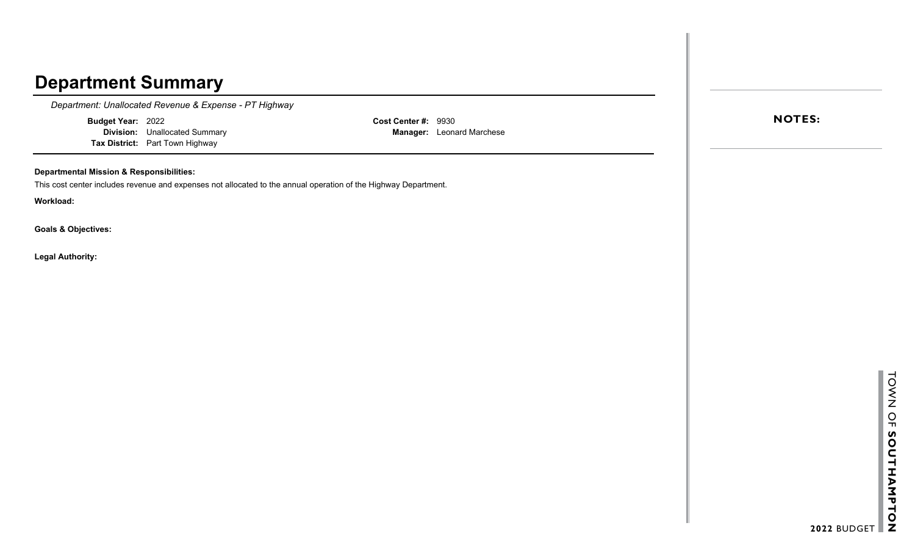# Department Summary

*Department: Unallocated Revenue & Expense - PT Highway*

**Budget Year:** 2022
**Division:** Unallocated Summary
**Tax District:** Part Town Highway

**Cost Center #:** 9930
**Manager:** Leonard Marchese

**Departmental Mission & Responsibilities:**

This cost center includes revenue and expenses not allocated to the annual operation of the Highway Department.

**Workload:**

**Goals & Objectives:**

**Legal Authority:**

**NOTES:**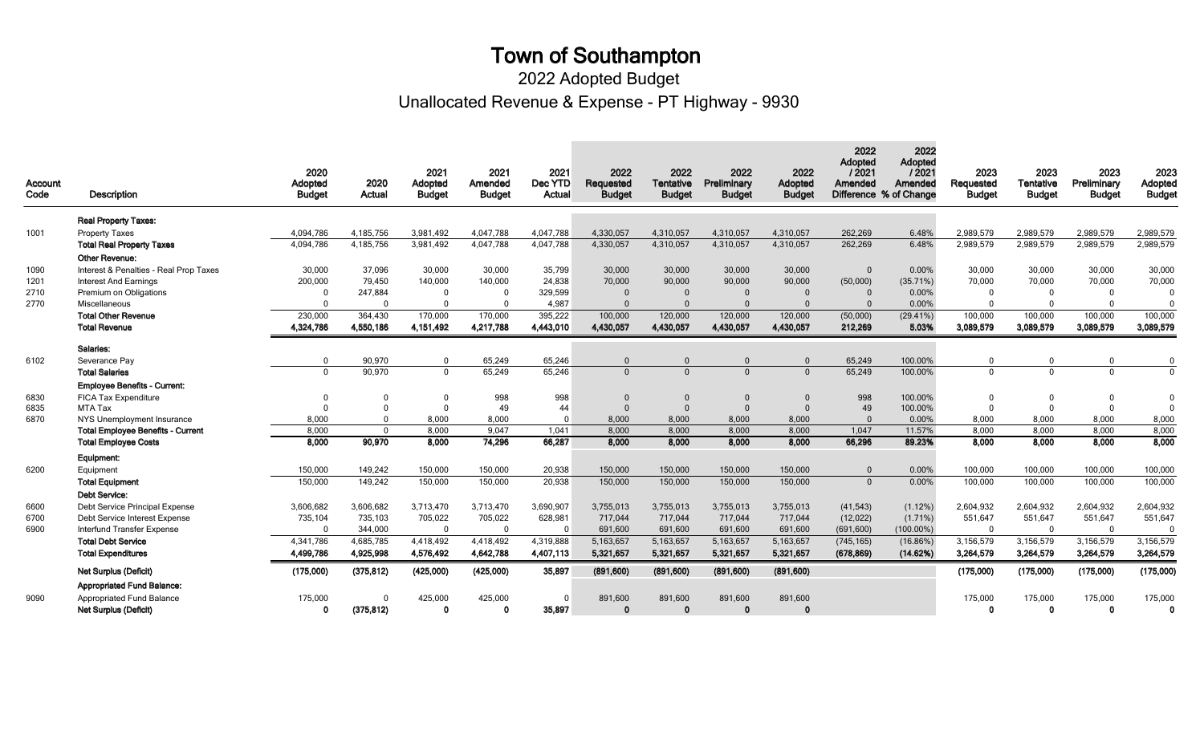# Town of Southampton

## 2022 Adopted Budget

## Unallocated Revenue & Expense - PT Highway - 9930

| Account Code | Description | 2020 Adopted Budget | 2020 Actual | 2021 Adopted Budget | 2021 Amended Budget | 2021 Dec YTD Actual | 2022 Requested Budget | 2022 Tentative Budget | 2022 Preliminary Budget | 2022 Adopted Budget | 2022 Adopted / 2021 Amended Difference | 2022 Adopted / 2021 Amended % of Change | 2023 Requested Budget | 2023 Tentative Budget | 2023 Preliminary Budget | 2023 Adopted Budget |
|---|---|---|---|---|---|---|---|---|---|---|---|---|---|---|---|---|
| | **Real Property Taxes:** | | | | | | | | | | | | | | | |
| 1001 | Property Taxes | 4,094,786 | 4,185,756 | 3,981,492 | 4,047,788 | 4,047,788 | 4,330,057 | 4,310,057 | 4,310,057 | 4,310,057 | 262,269 | 6.48% | 2,989,579 | 2,989,579 | 2,989,579 | 2,989,579 |
| | **Total Real Property Taxes** | 4,094,786 | 4,185,756 | 3,981,492 | 4,047,788 | 4,047,788 | 4,330,057 | 4,310,057 | 4,310,057 | 4,310,057 | 262,269 | 6.48% | 2,989,579 | 2,989,579 | 2,989,579 | 2,989,579 |
| | **Other Revenue:** | | | | | | | | | | | | | | | |
| 1090 | Interest & Penalties - Real Prop Taxes | 30,000 | 37,096 | 30,000 | 30,000 | 35,799 | 30,000 | 30,000 | 30,000 | 30,000 | 0 | 0.00% | 30,000 | 30,000 | 30,000 | 30,000 |
| 1201 | Interest And Earnings | 200,000 | 79,450 | 140,000 | 140,000 | 24,838 | 70,000 | 90,000 | 90,000 | 90,000 | (50,000) | (35.71%) | 70,000 | 70,000 | 70,000 | 70,000 |
| 2710 | Premium on Obligations | 0 | 247,884 | 0 | 0 | 329,599 | 0 | 0 | 0 | 0 | 0 | 0.00% | 0 | 0 | 0 | 0 |
| 2770 | Miscellaneous | 0 | 0 | 0 | 0 | 4,987 | 0 | 0 | 0 | 0 | 0 | 0.00% | 0 | 0 | 0 | 0 |
| | **Total Other Revenue** | 230,000 | 364,430 | 170,000 | 170,000 | 395,222 | 100,000 | 120,000 | 120,000 | 120,000 | (50,000) | (29.41%) | 100,000 | 100,000 | 100,000 | 100,000 |
| | **Total Revenue** | **4,324,786** | **4,550,186** | **4,151,492** | **4,217,788** | **4,443,010** | **4,430,057** | **4,430,057** | **4,430,057** | **4,430,057** | **212,269** | **5.03%** | **3,089,579** | **3,089,579** | **3,089,579** | **3,089,579** |
| | **Salaries:** | | | | | | | | | | | | | | | |
| 6102 | Severance Pay | 0 | 90,970 | 0 | 65,249 | 65,246 | 0 | 0 | 0 | 0 | 65,249 | 100.00% | 0 | 0 | 0 | 0 |
| | **Total Salaries** | 0 | 90,970 | 0 | 65,249 | 65,246 | 0 | 0 | 0 | 0 | 65,249 | 100.00% | 0 | 0 | 0 | 0 |
| | **Employee Benefits - Current:** | | | | | | | | | | | | | | | |
| 6830 | FICA Tax Expenditure | 0 | 0 | 0 | 998 | 998 | 0 | 0 | 0 | 0 | 998 | 100.00% | 0 | 0 | 0 | 0 |
| 6835 | MTA Tax | 0 | 0 | 0 | 49 | 44 | 0 | 0 | 0 | 0 | 49 | 100.00% | 0 | 0 | 0 | 0 |
| 6870 | NYS Unemployment Insurance | 8,000 | 0 | 8,000 | 8,000 | 0 | 8,000 | 8,000 | 8,000 | 8,000 | 0 | 0.00% | 8,000 | 8,000 | 8,000 | 8,000 |
| | **Total Employee Benefits - Current** | 8,000 | 0 | 8,000 | 9,047 | 1,041 | 8,000 | 8,000 | 8,000 | 8,000 | 1,047 | 11.57% | 8,000 | 8,000 | 8,000 | 8,000 |
| | **Total Employee Costs** | **8,000** | **90,970** | **8,000** | **74,296** | **66,287** | **8,000** | **8,000** | **8,000** | **8,000** | **66,296** | **89.23%** | **8,000** | **8,000** | **8,000** | **8,000** |
| | **Equipment:** | | | | | | | | | | | | | | | |
| 6200 | Equipment | 150,000 | 149,242 | 150,000 | 150,000 | 20,938 | 150,000 | 150,000 | 150,000 | 150,000 | 0 | 0.00% | 100,000 | 100,000 | 100,000 | 100,000 |
| | **Total Equipment** | 150,000 | 149,242 | 150,000 | 150,000 | 20,938 | 150,000 | 150,000 | 150,000 | 150,000 | 0 | 0.00% | 100,000 | 100,000 | 100,000 | 100,000 |
| | **Debt Service:** | | | | | | | | | | | | | | | |
| 6600 | Debt Service Principal Expense | 3,606,682 | 3,606,682 | 3,713,470 | 3,713,470 | 3,690,907 | 3,755,013 | 3,755,013 | 3,755,013 | 3,755,013 | (41,543) | (1.12%) | 2,604,932 | 2,604,932 | 2,604,932 | 2,604,932 |
| 6700 | Debt Service Interest Expense | 735,104 | 735,103 | 705,022 | 705,022 | 628,981 | 717,044 | 717,044 | 717,044 | 717,044 | (12,022) | (1.71%) | 551,647 | 551,647 | 551,647 | 551,647 |
| 6900 | Interfund Transfer Expense | 0 | 344,000 | 0 | 0 | 0 | 691,600 | 691,600 | 691,600 | 691,600 | (691,600) | (100.00%) | 0 | 0 | 0 | 0 |
| | **Total Debt Service** | 4,341,786 | 4,685,785 | 4,418,492 | 4,418,492 | 4,319,888 | 5,163,657 | 5,163,657 | 5,163,657 | 5,163,657 | (745,165) | (16.86%) | 3,156,579 | 3,156,579 | 3,156,579 | 3,156,579 |
| | **Total Expenditures** | **4,499,786** | **4,925,998** | **4,576,492** | **4,642,788** | **4,407,113** | **5,321,657** | **5,321,657** | **5,321,657** | **5,321,657** | **(678,869)** | **(14.62%)** | **3,264,579** | **3,264,579** | **3,264,579** | **3,264,579** |
| | **Net Surplus (Deficit)** | **(175,000)** | **(375,812)** | **(425,000)** | **(425,000)** | **35,897** | **(891,600)** | **(891,600)** | **(891,600)** | **(891,600)** | | | **(175,000)** | **(175,000)** | **(175,000)** | **(175,000)** |
| | **Appropriated Fund Balance:** | | | | | | | | | | | | | | | |
| 9090 | Appropriated Fund Balance | 175,000 | 0 | 425,000 | 425,000 | 0 | 891,600 | 891,600 | 891,600 | 891,600 | | | 175,000 | 175,000 | 175,000 | 175,000 |
| | **Net Surplus (Deficit)** | **0** | **(375,812)** | **0** | **0** | **35,897** | **0** | **0** | **0** | **0** | | | **0** | **0** | **0** | **0** |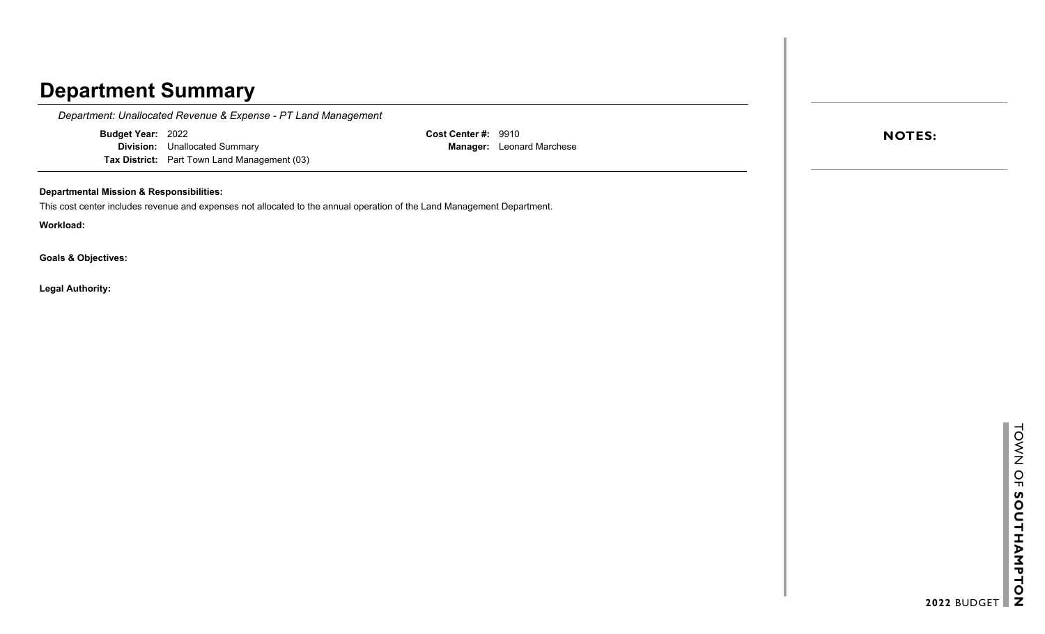# Department Summary

*Department: Unallocated Revenue & Expense - PT Land Management*

**Budget Year:** 2022
**Division:** Unallocated Summary
**Tax District:** Part Town Land Management (03)

**Cost Center #:** 9910
**Manager:** Leonard Marchese

**Departmental Mission & Responsibilities:**

This cost center includes revenue and expenses not allocated to the annual operation of the Land Management Department.

**Workload:**

**Goals & Objectives:**

**Legal Authority:**

**NOTES:**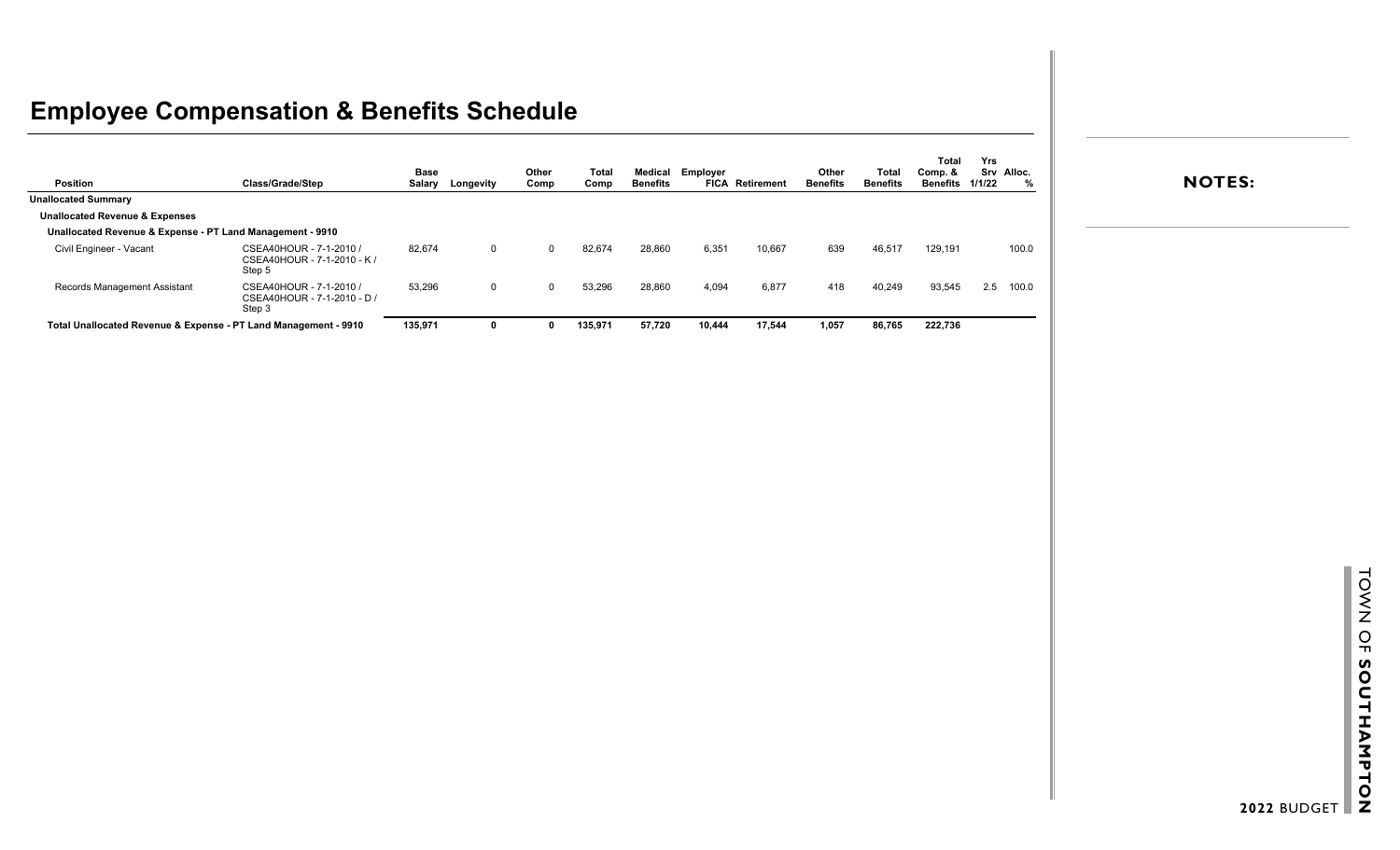# Employee Compensation & Benefits Schedule

| Position | Class/Grade/Step | Base Salary | Longevity | Other Comp | Total Comp | Medical Benefits | Employer FICA | Retirement | Other Benefits | Total Benefits | Total Comp. & Benefits | Yrs Srv 1/1/22 | Alloc. % |
|---|---|---|---|---|---|---|---|---|---|---|---|---|---|
| **Unallocated Summary** | | | | | | | | | | | | | |
| **Unallocated Revenue & Expenses** | | | | | | | | | | | | | |
| **Unallocated Revenue & Expense - PT Land Management - 9910** | | | | | | | | | | | | | |
| Civil Engineer - Vacant | CSEA40HOUR - 7-1-2010 / CSEA40HOUR - 7-1-2010 - K / Step 5 | 82,674 | 0 | 0 | 82,674 | 28,860 | 6,351 | 10,667 | 639 | 46,517 | 129,191 | | 100.0 |
| Records Management Assistant | CSEA40HOUR - 7-1-2010 / CSEA40HOUR - 7-1-2010 - D / Step 3 | 53,296 | 0 | 0 | 53,296 | 28,860 | 4,094 | 6,877 | 418 | 40,249 | 93,545 | 2.5 | 100.0 |
| **Total Unallocated Revenue & Expense - PT Land Management - 9910** | | **135,971** | **0** | **0** | **135,971** | **57,720** | **10,444** | **17,544** | **1,057** | **86,765** | **222,736** | | |

**NOTES:**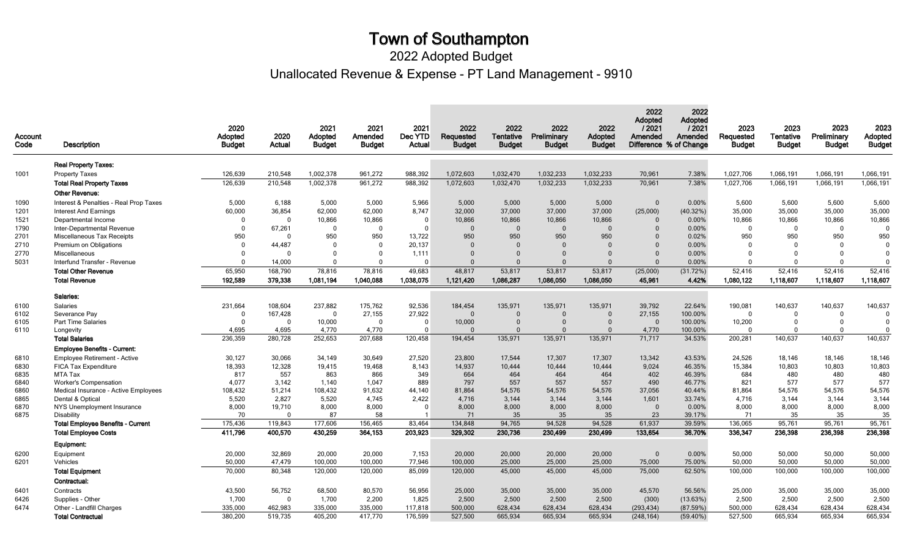# Town of Southampton

## 2022 Adopted Budget

## Unallocated Revenue & Expense - PT Land Management - 9910

| Account Code | Description | 2020 Adopted Budget | 2020 Actual | 2021 Adopted Budget | 2021 Amended Budget | 2021 Dec YTD Actual | 2022 Requested Budget | 2022 Tentative Budget | 2022 Preliminary Budget | 2022 Adopted Budget | 2022 Adopted / 2021 Amended Difference | 2022 Adopted / 2021 Amended % of Change | 2023 Requested Budget | 2023 Tentative Budget | 2023 Preliminary Budget | 2023 Adopted Budget |
|---|---|---|---|---|---|---|---|---|---|---|---|---|---|---|---|---|
| | **Real Property Taxes:** | | | | | | | | | | | | | | | |
| 1001 | Property Taxes | 126,639 | 210,548 | 1,002,378 | 961,272 | 988,392 | 1,072,603 | 1,032,470 | 1,032,233 | 1,032,233 | 70,961 | 7.38% | 1,027,706 | 1,066,191 | 1,066,191 | 1,066,191 |
| | **Total Real Property Taxes** | 126,639 | 210,548 | 1,002,378 | 961,272 | 988,392 | 1,072,603 | 1,032,470 | 1,032,233 | 1,032,233 | 70,961 | 7.38% | 1,027,706 | 1,066,191 | 1,066,191 | 1,066,191 |
| | **Other Revenue:** | | | | | | | | | | | | | | | |
| 1090 | Interest & Penalties - Real Prop Taxes | 5,000 | 6,188 | 5,000 | 5,000 | 5,966 | 5,000 | 5,000 | 5,000 | 5,000 | 0 | 0.00% | 5,600 | 5,600 | 5,600 | 5,600 |
| 1201 | Interest And Earnings | 60,000 | 36,854 | 62,000 | 62,000 | 8,747 | 32,000 | 37,000 | 37,000 | 37,000 | (25,000) | (40.32%) | 35,000 | 35,000 | 35,000 | 35,000 |
| 1521 | Departmental Income | 0 | 0 | 10,866 | 10,866 | 0 | 10,866 | 10,866 | 10,866 | 10,866 | 0 | 0.00% | 10,866 | 10,866 | 10,866 | 10,866 |
| 1790 | Inter-Departmental Revenue | 0 | 67,261 | 0 | 0 | 0 | 0 | 0 | 0 | 0 | 0 | 0.00% | 0 | 0 | 0 | 0 |
| 2701 | Miscellaneous Tax Receipts | 950 | 0 | 950 | 950 | 13,722 | 950 | 950 | 950 | 950 | 0 | 0.02% | 950 | 950 | 950 | 950 |
| 2710 | Premium on Obligations | 0 | 44,487 | 0 | 0 | 20,137 | 0 | 0 | 0 | 0 | 0 | 0.00% | 0 | 0 | 0 | 0 |
| 2770 | Miscellaneous | 0 | 0 | 0 | 0 | 1,111 | 0 | 0 | 0 | 0 | 0 | 0.00% | 0 | 0 | 0 | 0 |
| 5031 | Interfund Transfer - Revenue | 0 | 14,000 | 0 | 0 | 0 | 0 | 0 | 0 | 0 | 0 | 0.00% | 0 | 0 | 0 | 0 |
| | **Total Other Revenue** | 65,950 | 168,790 | 78,816 | 78,816 | 49,683 | 48,817 | 53,817 | 53,817 | 53,817 | (25,000) | (31.72%) | 52,416 | 52,416 | 52,416 | 52,416 |
| | **Total Revenue** | **192,589** | **379,338** | **1,081,194** | **1,040,088** | **1,038,075** | **1,121,420** | **1,086,287** | **1,086,050** | **1,086,050** | **45,961** | **4.42%** | **1,080,122** | **1,118,607** | **1,118,607** | **1,118,607** |
| | **Salaries:** | | | | | | | | | | | | | | | |
| 6100 | Salaries | 231,664 | 108,604 | 237,882 | 175,762 | 92,536 | 184,454 | 135,971 | 135,971 | 135,971 | 39,792 | 22.64% | 190,081 | 140,637 | 140,637 | 140,637 |
| 6102 | Severance Pay | 0 | 167,428 | 0 | 27,155 | 27,922 | 0 | 0 | 0 | 0 | 27,155 | 100.00% | 0 | 0 | 0 | 0 |
| 6105 | Part Time Salaries | 0 | 0 | 10,000 | 0 | 0 | 10,000 | 0 | 0 | 0 | 0 | 100.00% | 10,200 | 0 | 0 | 0 |
| 6110 | Longevity | 4,695 | 4,695 | 4,770 | 4,770 | 0 | 0 | 0 | 0 | 0 | 4,770 | 100.00% | 0 | 0 | 0 | 0 |
| | **Total Salaries** | 236,359 | 280,728 | 252,653 | 207,688 | 120,458 | 194,454 | 135,971 | 135,971 | 135,971 | 71,717 | 34.53% | 200,281 | 140,637 | 140,637 | 140,637 |
| | **Employee Benefits - Current:** | | | | | | | | | | | | | | | |
| 6810 | Employee Retirement - Active | 30,127 | 30,066 | 34,149 | 30,649 | 27,520 | 23,800 | 17,544 | 17,307 | 17,307 | 13,342 | 43.53% | 24,526 | 18,146 | 18,146 | 18,146 |
| 6830 | FICA Tax Expenditure | 18,393 | 12,328 | 19,415 | 19,468 | 8,143 | 14,937 | 10,444 | 10,444 | 10,444 | 9,024 | 46.35% | 15,384 | 10,803 | 10,803 | 10,803 |
| 6835 | MTA Tax | 817 | 557 | 863 | 866 | 349 | 664 | 464 | 464 | 464 | 402 | 46.39% | 684 | 480 | 480 | 480 |
| 6840 | Worker's Compensation | 4,077 | 3,142 | 1,140 | 1,047 | 889 | 797 | 557 | 557 | 557 | 490 | 46.77% | 821 | 577 | 577 | 577 |
| 6860 | Medical Insurance - Active Employees | 108,432 | 51,214 | 108,432 | 91,632 | 44,140 | 81,864 | 54,576 | 54,576 | 54,576 | 37,056 | 40.44% | 81,864 | 54,576 | 54,576 | 54,576 |
| 6865 | Dental & Optical | 5,520 | 2,827 | 5,520 | 4,745 | 2,422 | 4,716 | 3,144 | 3,144 | 3,144 | 1,601 | 33.74% | 4,716 | 3,144 | 3,144 | 3,144 |
| 6870 | NYS Unemployment Insurance | 8,000 | 19,710 | 8,000 | 8,000 | 0 | 8,000 | 8,000 | 8,000 | 8,000 | 0 | 0.00% | 8,000 | 8,000 | 8,000 | 8,000 |
| 6875 | Disability | 70 | 0 | 87 | 58 | 1 | 71 | 35 | 35 | 35 | 23 | 39.17% | 71 | 35 | 35 | 35 |
| | **Total Employee Benefits - Current** | 175,436 | 119,843 | 177,606 | 156,465 | 83,464 | 134,848 | 94,765 | 94,528 | 94,528 | 61,937 | 39.59% | 136,065 | 95,761 | 95,761 | 95,761 |
| | **Total Employee Costs** | **411,796** | **400,570** | **430,259** | **364,153** | **203,923** | **329,302** | **230,736** | **230,499** | **230,499** | **133,654** | **36.70%** | **336,347** | **236,398** | **236,398** | **236,398** |
| | **Equipment:** | | | | | | | | | | | | | | | |
| 6200 | Equipment | 20,000 | 32,869 | 20,000 | 20,000 | 7,153 | 20,000 | 20,000 | 20,000 | 20,000 | 0 | 0.00% | 50,000 | 50,000 | 50,000 | 50,000 |
| 6201 | Vehicles | 50,000 | 47,479 | 100,000 | 100,000 | 77,946 | 100,000 | 25,000 | 25,000 | 25,000 | 75,000 | 75.00% | 50,000 | 50,000 | 50,000 | 50,000 |
| | **Total Equipment** | 70,000 | 80,348 | 120,000 | 120,000 | 85,099 | 120,000 | 45,000 | 45,000 | 45,000 | 75,000 | 62.50% | 100,000 | 100,000 | 100,000 | 100,000 |
| | **Contractual:** | | | | | | | | | | | | | | | |
| 6401 | Contracts | 43,500 | 56,752 | 68,500 | 80,570 | 56,956 | 25,000 | 35,000 | 35,000 | 35,000 | 45,570 | 56.56% | 25,000 | 35,000 | 35,000 | 35,000 |
| 6426 | Supplies - Other | 1,700 | 0 | 1,700 | 2,200 | 1,825 | 2,500 | 2,500 | 2,500 | 2,500 | (300) | (13.63%) | 2,500 | 2,500 | 2,500 | 2,500 |
| 6474 | Other - Landfill Charges | 335,000 | 462,983 | 335,000 | 335,000 | 117,818 | 500,000 | 628,434 | 628,434 | 628,434 | (293,434) | (87.59%) | 500,000 | 628,434 | 628,434 | 628,434 |
| | **Total Contractual** | 380,200 | 519,735 | 405,200 | 417,770 | 176,599 | 527,500 | 665,934 | 665,934 | 665,934 | (248,164) | (59.40%) | 527,500 | 665,934 | 665,934 | 665,934 |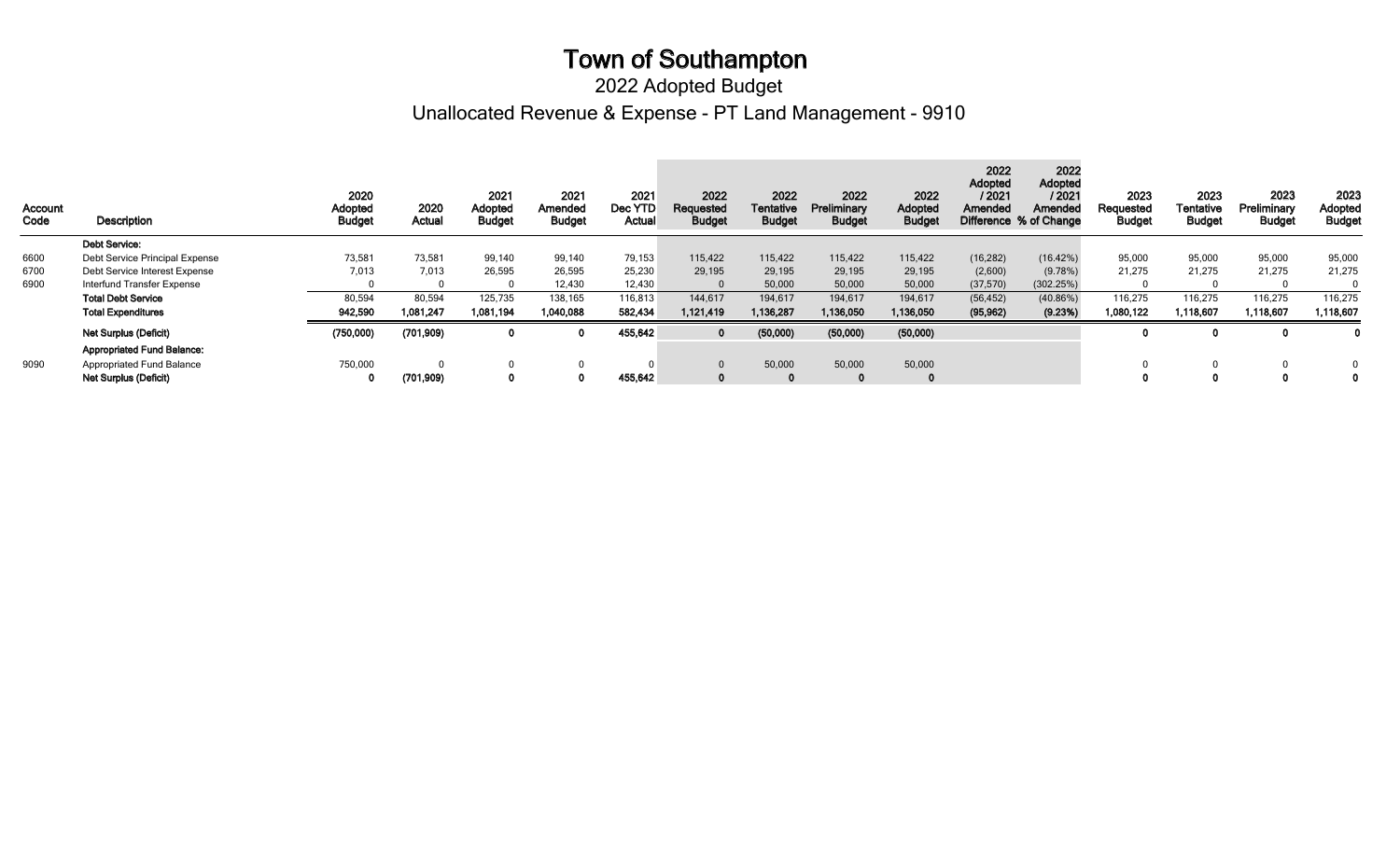# Town of Southampton

## 2022 Adopted Budget

## Unallocated Revenue & Expense - PT Land Management - 9910

| Account Code | Description | 2020 Adopted Budget | 2020 Actual | 2021 Adopted Budget | 2021 Amended Budget | 2021 Dec YTD Actual | 2022 Requested Budget | 2022 Tentative Budget | 2022 Preliminary Budget | 2022 Adopted Budget | 2022 Adopted / 2021 Amended Difference | 2022 Adopted / 2021 Amended % of Change | 2023 Requested Budget | 2023 Tentative Budget | 2023 Preliminary Budget | 2023 Adopted Budget |
|---|---|---|---|---|---|---|---|---|---|---|---|---|---|---|---|---|
| | **Debt Service:** | | | | | | | | | | | | | | | |
| 6600 | Debt Service Principal Expense | 73,581 | 73,581 | 99,140 | 99,140 | 79,153 | 115,422 | 115,422 | 115,422 | 115,422 | (16,282) | (16.42%) | 95,000 | 95,000 | 95,000 | 95,000 |
| 6700 | Debt Service Interest Expense | 7,013 | 7,013 | 26,595 | 26,595 | 25,230 | 29,195 | 29,195 | 29,195 | 29,195 | (2,600) | (9.78%) | 21,275 | 21,275 | 21,275 | 21,275 |
| 6900 | Interfund Transfer Expense | 0 | 0 | 0 | 12,430 | 12,430 | 0 | 50,000 | 50,000 | 50,000 | (37,570) | (302.25%) | 0 | 0 | 0 | 0 |
| | **Total Debt Service** | 80,594 | 80,594 | 125,735 | 138,165 | 116,813 | 144,617 | 194,617 | 194,617 | 194,617 | (56,452) | (40.86%) | 116,275 | 116,275 | 116,275 | 116,275 |
| | **Total Expenditures** | **942,590** | **1,081,247** | **1,081,194** | **1,040,088** | **582,434** | **1,121,419** | **1,136,287** | **1,136,050** | **1,136,050** | **(95,962)** | **(9.23%)** | **1,080,122** | **1,118,607** | **1,118,607** | **1,118,607** |
| | **Net Surplus (Deficit)** | **(750,000)** | **(701,909)** | **0** | **0** | **455,642** | **0** | **(50,000)** | **(50,000)** | **(50,000)** | | | **0** | **0** | **0** | **0** |
| | **Appropriated Fund Balance:** | | | | | | | | | | | | | | | |
| 9090 | Appropriated Fund Balance | 750,000 | 0 | 0 | 0 | 0 | 0 | 50,000 | 50,000 | 50,000 | | | 0 | 0 | 0 | 0 |
| | **Net Surplus (Deficit)** | **0** | **(701,909)** | **0** | **0** | **455,642** | **0** | **0** | **0** | **0** | | | **0** | **0** | **0** | **0** |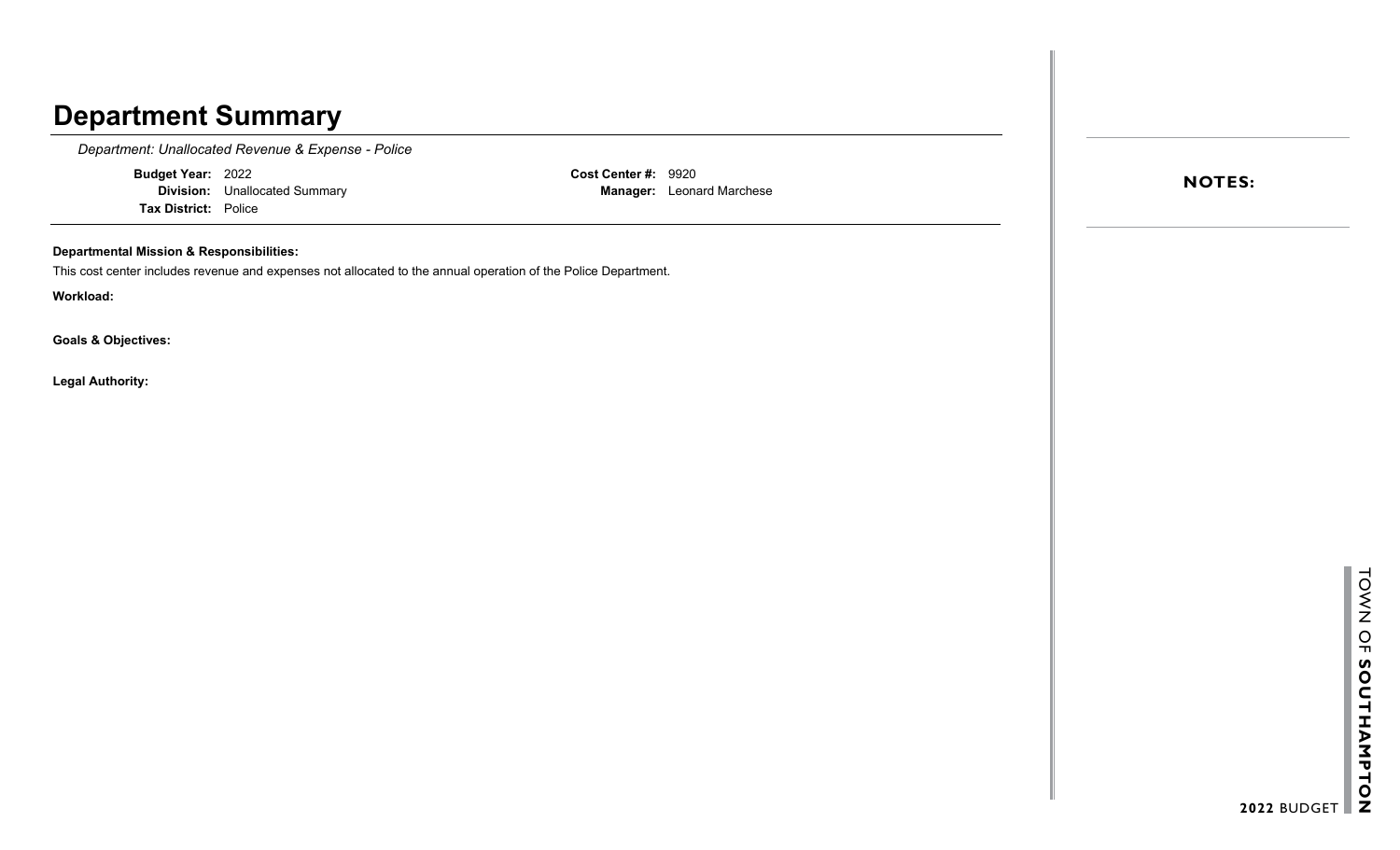# Department Summary

*Department: Unallocated Revenue & Expense - Police*

**Budget Year:** 2022
**Division:** Unallocated Summary
**Tax District:** Police
**Cost Center #:** 9920
**Manager:** Leonard Marchese

**Departmental Mission & Responsibilities:**

This cost center includes revenue and expenses not allocated to the annual operation of the Police Department.

**Workload:**

**Goals & Objectives:**

**Legal Authority:**

**NOTES:**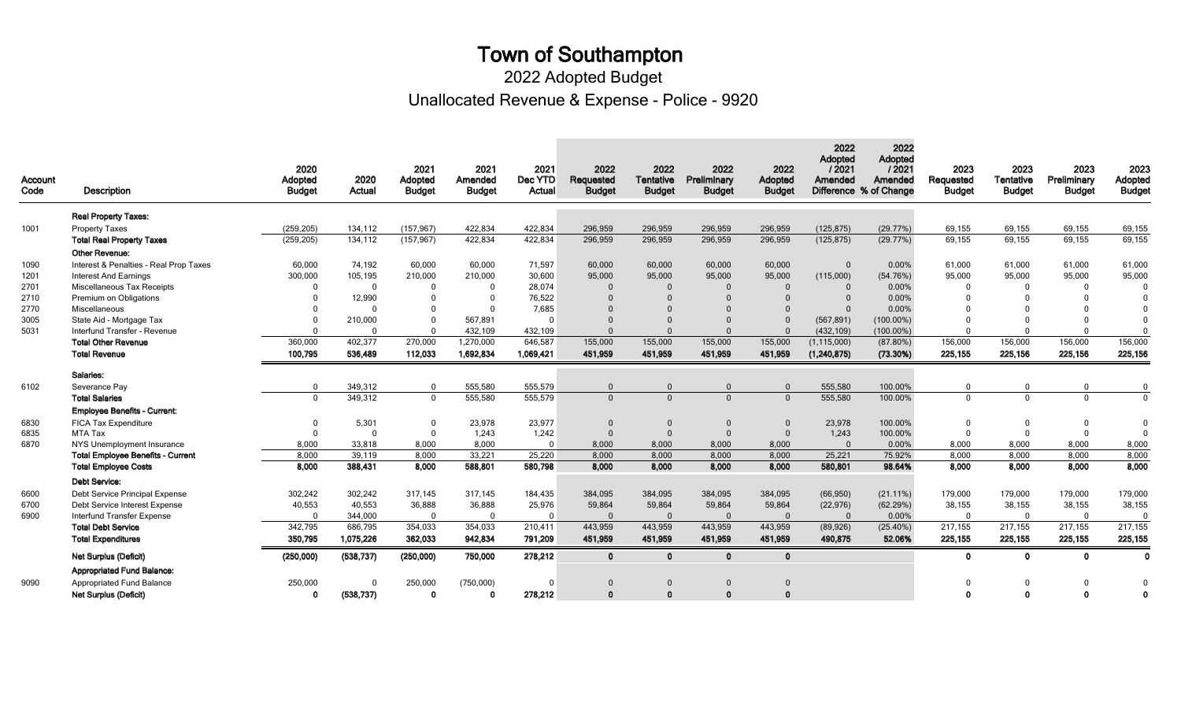# Town of Southampton

## 2022 Adopted Budget

## Unallocated Revenue & Expense - Police - 9920

| Account Code | Description | 2020 Adopted Budget | 2020 Actual | 2021 Adopted Budget | 2021 Amended Budget | 2021 Dec YTD Actual | 2022 Requested Budget | 2022 Tentative Budget | 2022 Preliminary Budget | 2022 Adopted Budget | 2022 Adopted / 2021 Amended Difference | 2022 Adopted / 2021 Amended % of Change | 2023 Requested Budget | 2023 Tentative Budget | 2023 Preliminary Budget | 2023 Adopted Budget |
|---|---|---|---|---|---|---|---|---|---|---|---|---|---|---|---|---|
| | **Real Property Taxes:** | | | | | | | | | | | | | | | |
| 1001 | Property Taxes | (259,205) | 134,112 | (157,967) | 422,834 | 422,834 | 296,959 | 296,959 | 296,959 | 296,959 | (125,875) | (29.77%) | 69,155 | 69,155 | 69,155 | 69,155 |
| | **Total Real Property Taxes** | (259,205) | 134,112 | (157,967) | 422,834 | 422,834 | 296,959 | 296,959 | 296,959 | 296,959 | (125,875) | (29.77%) | 69,155 | 69,155 | 69,155 | 69,155 |
| | **Other Revenue:** | | | | | | | | | | | | | | | |
| 1090 | Interest & Penalties - Real Prop Taxes | 60,000 | 74,192 | 60,000 | 60,000 | 71,597 | 60,000 | 60,000 | 60,000 | 60,000 | 0 | 0.00% | 61,000 | 61,000 | 61,000 | 61,000 |
| 1201 | Interest And Earnings | 300,000 | 105,195 | 210,000 | 210,000 | 30,600 | 95,000 | 95,000 | 95,000 | 95,000 | (115,000) | (54.76%) | 95,000 | 95,000 | 95,000 | 95,000 |
| 2701 | Miscellaneous Tax Receipts | 0 | 0 | 0 | 0 | 28,074 | 0 | 0 | 0 | 0 | 0 | 0.00% | 0 | 0 | 0 | 0 |
| 2710 | Premium on Obligations | 0 | 12,990 | 0 | 0 | 76,522 | 0 | 0 | 0 | 0 | 0 | 0.00% | 0 | 0 | 0 | 0 |
| 2770 | Miscellaneous | 0 | 0 | 0 | 0 | 7,685 | 0 | 0 | 0 | 0 | 0 | 0.00% | 0 | 0 | 0 | 0 |
| 3005 | State Aid - Mortgage Tax | 0 | 210,000 | 0 | 567,891 | 0 | 0 | 0 | 0 | 0 | (567,891) | (100.00%) | 0 | 0 | 0 | 0 |
| 5031 | Interfund Transfer - Revenue | 0 | 0 | 0 | 432,109 | 432,109 | 0 | 0 | 0 | 0 | (432,109) | (100.00%) | 0 | 0 | 0 | 0 |
| | **Total Other Revenue** | 360,000 | 402,377 | 270,000 | 1,270,000 | 646,587 | 155,000 | 155,000 | 155,000 | 155,000 | (1,115,000) | (87.80%) | 156,000 | 156,000 | 156,000 | 156,000 |
| | **Total Revenue** | **100,795** | **536,489** | **112,033** | **1,692,834** | **1,069,421** | **451,959** | **451,959** | **451,959** | **451,959** | **(1,240,875)** | **(73.30%)** | **225,155** | **225,156** | **225,156** | **225,156** |
| | **Salaries:** | | | | | | | | | | | | | | | |
| 6102 | Severance Pay | 0 | 349,312 | 0 | 555,580 | 555,579 | 0 | 0 | 0 | 0 | 555,580 | 100.00% | 0 | 0 | 0 | 0 |
| | **Total Salaries** | 0 | 349,312 | 0 | 555,580 | 555,579 | 0 | 0 | 0 | 0 | 555,580 | 100.00% | 0 | 0 | 0 | 0 |
| | **Employee Benefits - Current:** | | | | | | | | | | | | | | | |
| 6830 | FICA Tax Expenditure | 0 | 5,301 | 0 | 23,978 | 23,977 | 0 | 0 | 0 | 0 | 23,978 | 100.00% | 0 | 0 | 0 | 0 |
| 6835 | MTA Tax | 0 | 0 | 0 | 1,243 | 1,242 | 0 | 0 | 0 | 0 | 1,243 | 100.00% | 0 | 0 | 0 | 0 |
| 6870 | NYS Unemployment Insurance | 8,000 | 33,818 | 8,000 | 8,000 | 0 | 8,000 | 8,000 | 8,000 | 8,000 | 0 | 0.00% | 8,000 | 8,000 | 8,000 | 8,000 |
| | **Total Employee Benefits - Current** | 8,000 | 39,119 | 8,000 | 33,221 | 25,220 | 8,000 | 8,000 | 8,000 | 8,000 | 25,221 | 75.92% | 8,000 | 8,000 | 8,000 | 8,000 |
| | **Total Employee Costs** | **8,000** | **388,431** | **8,000** | **588,801** | **580,798** | **8,000** | **8,000** | **8,000** | **8,000** | **580,801** | **98.64%** | **8,000** | **8,000** | **8,000** | **8,000** |
| | **Debt Service:** | | | | | | | | | | | | | | | |
| 6600 | Debt Service Principal Expense | 302,242 | 302,242 | 317,145 | 317,145 | 184,435 | 384,095 | 384,095 | 384,095 | 384,095 | (66,950) | (21.11%) | 179,000 | 179,000 | 179,000 | 179,000 |
| 6700 | Debt Service Interest Expense | 40,553 | 40,553 | 36,888 | 36,888 | 25,976 | 59,864 | 59,864 | 59,864 | 59,864 | (22,976) | (62.29%) | 38,155 | 38,155 | 38,155 | 38,155 |
| 6900 | Interfund Transfer Expense | 0 | 344,000 | 0 | 0 | 0 | 0 | 0 | 0 | 0 | 0 | 0.00% | 0 | 0 | 0 | 0 |
| | **Total Debt Service** | 342,795 | 686,795 | 354,033 | 354,033 | 210,411 | 443,959 | 443,959 | 443,959 | 443,959 | (89,926) | (25.40%) | 217,155 | 217,155 | 217,155 | 217,155 |
| | **Total Expenditures** | **350,795** | **1,075,226** | **362,033** | **942,834** | **791,209** | **451,959** | **451,959** | **451,959** | **451,959** | **490,875** | **52.06%** | **225,155** | **225,155** | **225,155** | **225,155** |
| | **Net Surplus (Deficit)** | **(250,000)** | **(538,737)** | **(250,000)** | **750,000** | **278,212** | **0** | **0** | **0** | **0** | | | **0** | **0** | **0** | **0** |
| | **Appropriated Fund Balance:** | | | | | | | | | | | | | | | |
| 9090 | Appropriated Fund Balance | 250,000 | 0 | 250,000 | (750,000) | 0 | 0 | 0 | 0 | 0 | | | 0 | 0 | 0 | 0 |
| | **Net Surplus (Deficit)** | **0** | **(538,737)** | **0** | **0** | **278,212** | **0** | **0** | **0** | **0** | | | **0** | **0** | **0** | **0** |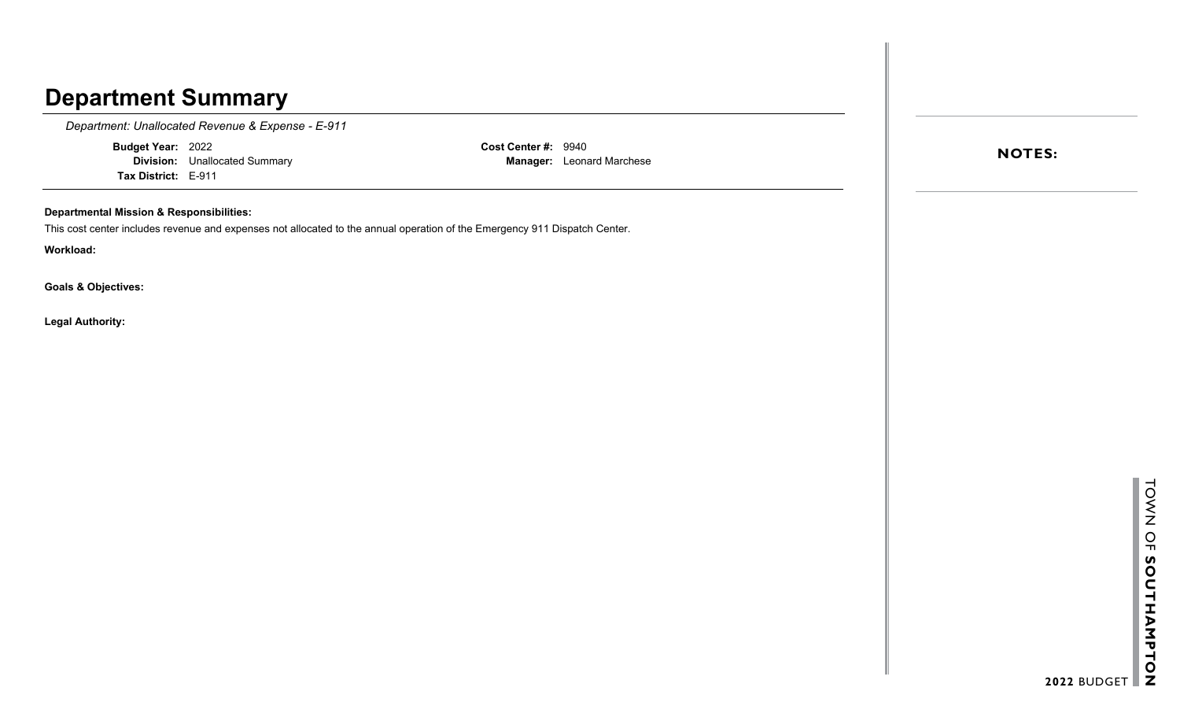# Department Summary

*Department: Unallocated Revenue & Expense - E-911*

**Budget Year:** 2022
**Division:** Unallocated Summary
**Tax District:** E-911

**Cost Center #:** 9940
**Manager:** Leonard Marchese

**Departmental Mission & Responsibilities:**

This cost center includes revenue and expenses not allocated to the annual operation of the Emergency 911 Dispatch Center.

**Workload:**

**Goals & Objectives:**

**Legal Authority:**

**NOTES:**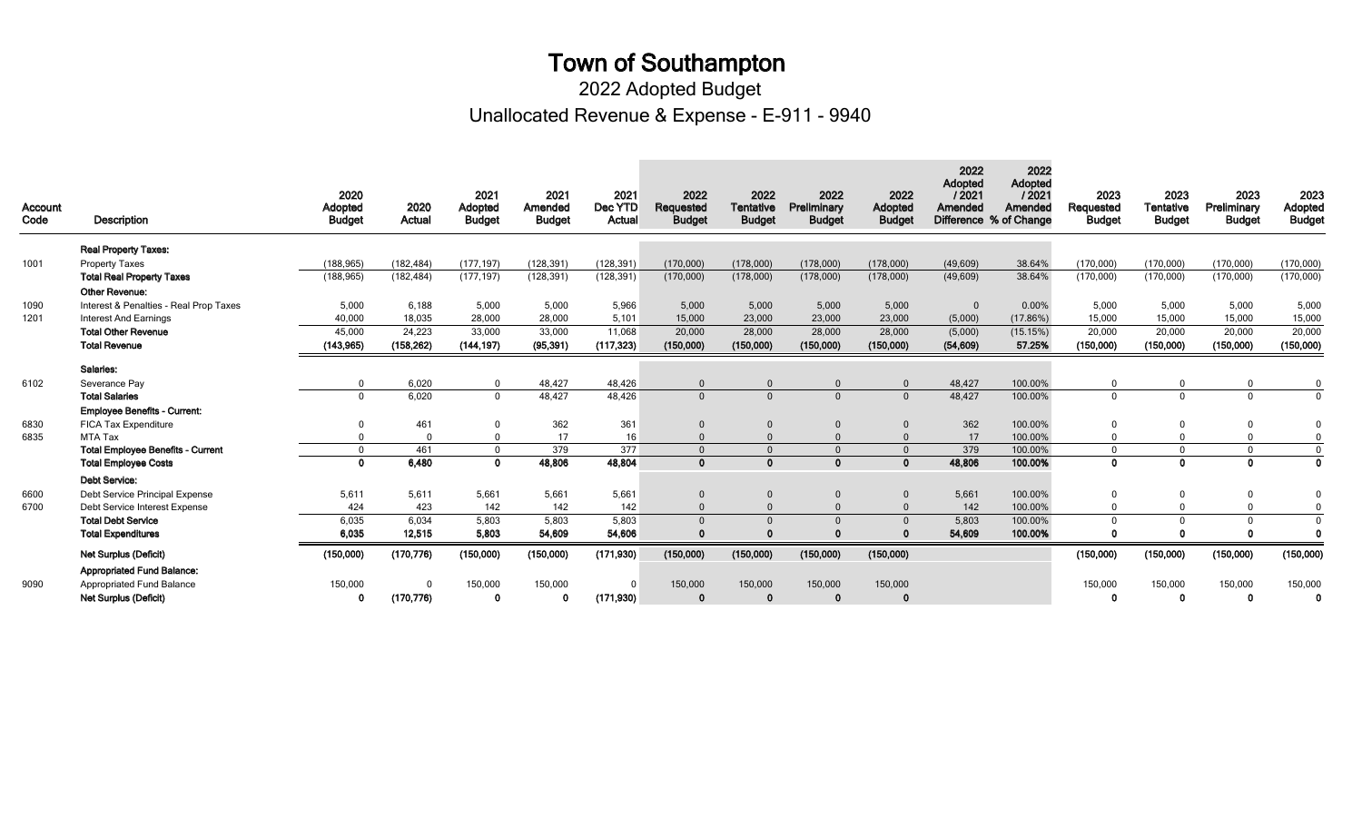# Town of Southampton

## 2022 Adopted Budget

## Unallocated Revenue & Expense - E-911 - 9940

| Account Code | Description | 2020 Adopted Budget | 2020 Actual | 2021 Adopted Budget | 2021 Amended Budget | 2021 Dec YTD Actual | 2022 Requested Budget | 2022 Tentative Budget | 2022 Preliminary Budget | 2022 Adopted Budget | 2022 Adopted / 2021 Amended Difference | 2022 Adopted / 2021 Amended % of Change | 2023 Requested Budget | 2023 Tentative Budget | 2023 Preliminary Budget | 2023 Adopted Budget |
|---|---|---|---|---|---|---|---|---|---|---|---|---|---|---|---|---|
| | **Real Property Taxes:** | | | | | | | | | | | | | | | |
| 1001 | Property Taxes | (188,965) | (182,484) | (177,197) | (128,391) | (128,391) | (170,000) | (178,000) | (178,000) | (178,000) | (49,609) | 38.64% | (170,000) | (170,000) | (170,000) | (170,000) |
| | **Total Real Property Taxes** | (188,965) | (182,484) | (177,197) | (128,391) | (128,391) | (170,000) | (178,000) | (178,000) | (178,000) | (49,609) | 38.64% | (170,000) | (170,000) | (170,000) | (170,000) |
| | **Other Revenue:** | | | | | | | | | | | | | | | |
| 1090 | Interest & Penalties - Real Prop Taxes | 5,000 | 6,188 | 5,000 | 5,000 | 5,966 | 5,000 | 5,000 | 5,000 | 5,000 | 0 | 0.00% | 5,000 | 5,000 | 5,000 | 5,000 |
| 1201 | Interest And Earnings | 40,000 | 18,035 | 28,000 | 28,000 | 5,101 | 15,000 | 23,000 | 23,000 | 23,000 | (5,000) | (17.86%) | 15,000 | 15,000 | 15,000 | 15,000 |
| | **Total Other Revenue** | 45,000 | 24,223 | 33,000 | 33,000 | 11,068 | 20,000 | 28,000 | 28,000 | 28,000 | (5,000) | (15.15%) | 20,000 | 20,000 | 20,000 | 20,000 |
| | **Total Revenue** | **(143,965)** | **(158,262)** | **(144,197)** | **(95,391)** | **(117,323)** | **(150,000)** | **(150,000)** | **(150,000)** | **(150,000)** | **(54,609)** | **57.25%** | **(150,000)** | **(150,000)** | **(150,000)** | **(150,000)** |
| | **Salaries:** | | | | | | | | | | | | | | | |
| 6102 | Severance Pay | 0 | 6,020 | 0 | 48,427 | 48,426 | 0 | 0 | 0 | 0 | 48,427 | 100.00% | 0 | 0 | 0 | 0 |
| | **Total Salaries** | 0 | 6,020 | 0 | 48,427 | 48,426 | 0 | 0 | 0 | 0 | 48,427 | 100.00% | 0 | 0 | 0 | 0 |
| | **Employee Benefits - Current:** | | | | | | | | | | | | | | | |
| 6830 | FICA Tax Expenditure | 0 | 461 | 0 | 362 | 361 | 0 | 0 | 0 | 0 | 362 | 100.00% | 0 | 0 | 0 | 0 |
| 6835 | MTA Tax | 0 | 0 | 0 | 17 | 16 | 0 | 0 | 0 | 0 | 17 | 100.00% | 0 | 0 | 0 | 0 |
| | **Total Employee Benefits - Current** | 0 | 461 | 0 | 379 | 377 | 0 | 0 | 0 | 0 | 379 | 100.00% | 0 | 0 | 0 | 0 |
| | **Total Employee Costs** | **0** | **6,480** | **0** | **48,806** | **48,804** | **0** | **0** | **0** | **0** | **48,806** | **100.00%** | **0** | **0** | **0** | **0** |
| | **Debt Service:** | | | | | | | | | | | | | | | |
| 6600 | Debt Service Principal Expense | 5,611 | 5,611 | 5,661 | 5,661 | 5,661 | 0 | 0 | 0 | 0 | 5,661 | 100.00% | 0 | 0 | 0 | 0 |
| 6700 | Debt Service Interest Expense | 424 | 423 | 142 | 142 | 142 | 0 | 0 | 0 | 0 | 142 | 100.00% | 0 | 0 | 0 | 0 |
| | **Total Debt Service** | 6,035 | 6,034 | 5,803 | 5,803 | 5,803 | 0 | 0 | 0 | 0 | 5,803 | 100.00% | 0 | 0 | 0 | 0 |
| | **Total Expenditures** | **6,035** | **12,515** | **5,803** | **54,609** | **54,606** | **0** | **0** | **0** | **0** | **54,609** | **100.00%** | **0** | **0** | **0** | **0** |
| | **Net Surplus (Deficit)** | **(150,000)** | **(170,776)** | **(150,000)** | **(150,000)** | **(171,930)** | **(150,000)** | **(150,000)** | **(150,000)** | **(150,000)** | | | **(150,000)** | **(150,000)** | **(150,000)** | **(150,000)** |
| | **Appropriated Fund Balance:** | | | | | | | | | | | | | | | |
| 9090 | Appropriated Fund Balance | 150,000 | 0 | 150,000 | 150,000 | 0 | 150,000 | 150,000 | 150,000 | 150,000 | | | 150,000 | 150,000 | 150,000 | 150,000 |
| | **Net Surplus (Deficit)** | **0** | **(170,776)** | **0** | **0** | **(171,930)** | **0** | **0** | **0** | **0** | | | **0** | **0** | **0** | **0** |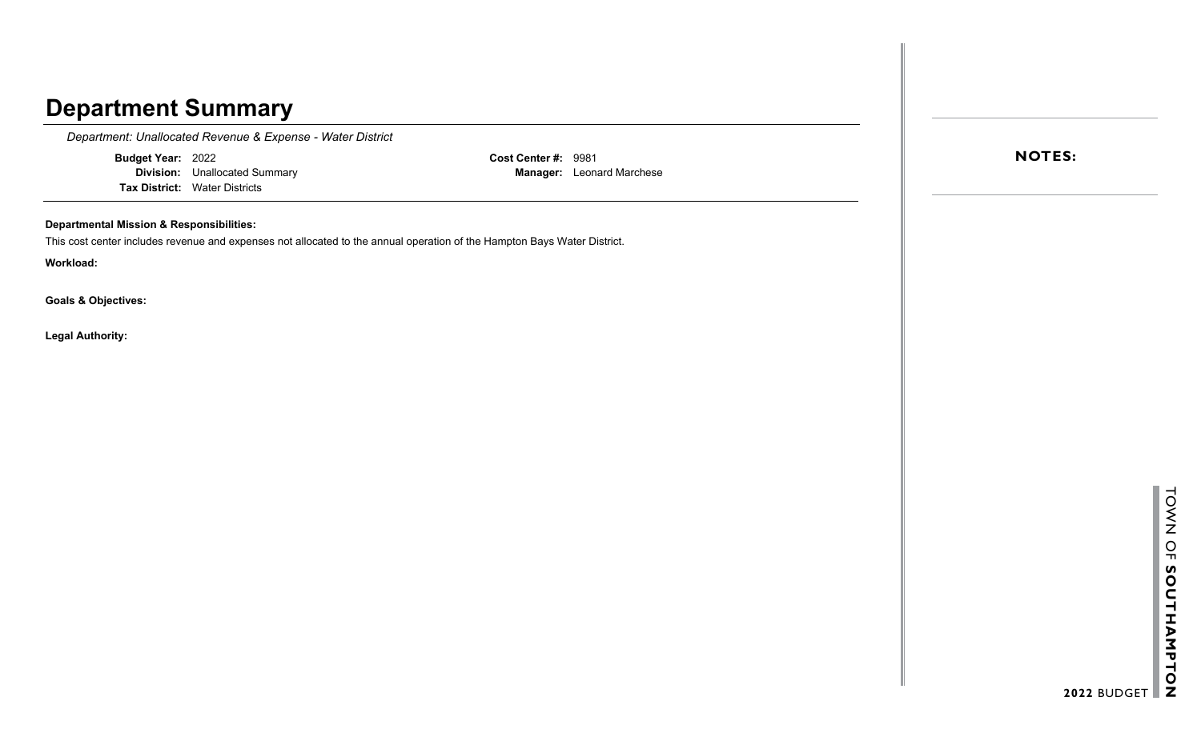# Department Summary

*Department: Unallocated Revenue & Expense - Water District*

**Budget Year:** 2022
**Division:** Unallocated Summary
**Tax District:** Water Districts

**Cost Center #:** 9981
**Manager:** Leonard Marchese

**Departmental Mission & Responsibilities:**

This cost center includes revenue and expenses not allocated to the annual operation of the Hampton Bays Water District.

**Workload:**

**Goals & Objectives:**

**Legal Authority:**

**NOTES:**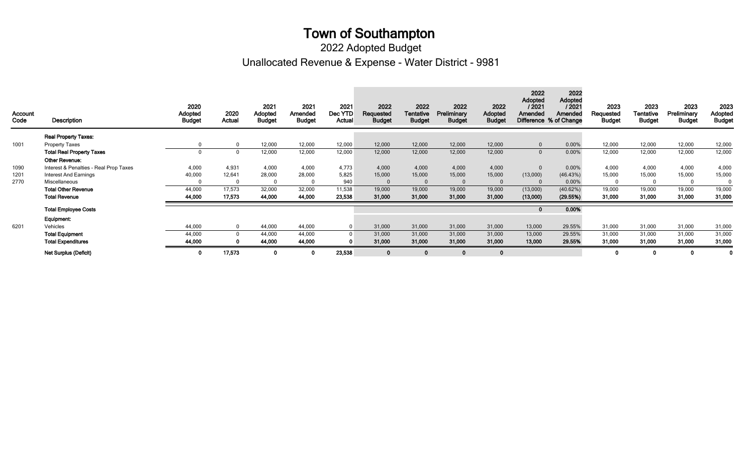# Town of Southampton

## 2022 Adopted Budget

## Unallocated Revenue & Expense - Water District - 9981

| Account Code | Description | 2020 Adopted Budget | 2020 Actual | 2021 Adopted Budget | 2021 Amended Budget | 2021 Dec YTD Actual | 2022 Requested Budget | 2022 Tentative Budget | 2022 Preliminary Budget | 2022 Adopted Budget | 2022 Adopted / 2021 Amended Difference | 2022 Adopted / 2021 Amended % of Change | 2023 Requested Budget | 2023 Tentative Budget | 2023 Preliminary Budget | 2023 Adopted Budget |
|---|---|---|---|---|---|---|---|---|---|---|---|---|---|---|---|---|
| | **Real Property Taxes:** | | | | | | | | | | | | | | | |
| 1001 | Property Taxes | 0 | 0 | 12,000 | 12,000 | 12,000 | 12,000 | 12,000 | 12,000 | 12,000 | 0 | 0.00% | 12,000 | 12,000 | 12,000 | 12,000 |
| | **Total Real Property Taxes** | 0 | 0 | 12,000 | 12,000 | 12,000 | 12,000 | 12,000 | 12,000 | 12,000 | 0 | 0.00% | 12,000 | 12,000 | 12,000 | 12,000 |
| | **Other Revenue:** | | | | | | | | | | | | | | | |
| 1090 | Interest & Penalties - Real Prop Taxes | 4,000 | 4,931 | 4,000 | 4,000 | 4,773 | 4,000 | 4,000 | 4,000 | 4,000 | 0 | 0.00% | 4,000 | 4,000 | 4,000 | 4,000 |
| 1201 | Interest And Earnings | 40,000 | 12,641 | 28,000 | 28,000 | 5,825 | 15,000 | 15,000 | 15,000 | 15,000 | (13,000) | (46.43%) | 15,000 | 15,000 | 15,000 | 15,000 |
| 2770 | Miscellaneous | 0 | 0 | 0 | 0 | 940 | 0 | 0 | 0 | 0 | 0 | 0.00% | 0 | 0 | 0 | 0 |
| | **Total Other Revenue** | 44,000 | 17,573 | 32,000 | 32,000 | 11,538 | 19,000 | 19,000 | 19,000 | 19,000 | (13,000) | (40.62%) | 19,000 | 19,000 | 19,000 | 19,000 |
| | **Total Revenue** | **44,000** | **17,573** | **44,000** | **44,000** | **23,538** | **31,000** | **31,000** | **31,000** | **31,000** | **(13,000)** | **(29.55%)** | **31,000** | **31,000** | **31,000** | **31,000** |
| | **Total Employee Costs** | | | | | | | | | | **0** | **0.00%** | | | | |
| | **Equipment:** | | | | | | | | | | | | | | | |
| 6201 | Vehicles | 44,000 | 0 | 44,000 | 44,000 | 0 | 31,000 | 31,000 | 31,000 | 31,000 | 13,000 | 29.55% | 31,000 | 31,000 | 31,000 | 31,000 |
| | **Total Equipment** | 44,000 | 0 | 44,000 | 44,000 | 0 | 31,000 | 31,000 | 31,000 | 31,000 | 13,000 | 29.55% | 31,000 | 31,000 | 31,000 | 31,000 |
| | **Total Expenditures** | **44,000** | **0** | **44,000** | **44,000** | **0** | **31,000** | **31,000** | **31,000** | **31,000** | **13,000** | **29.55%** | **31,000** | **31,000** | **31,000** | **31,000** |
| | **Net Surplus (Deficit)** | **0** | **17,573** | **0** | **0** | **23,538** | **0** | **0** | **0** | **0** | | | **0** | **0** | **0** | **0** |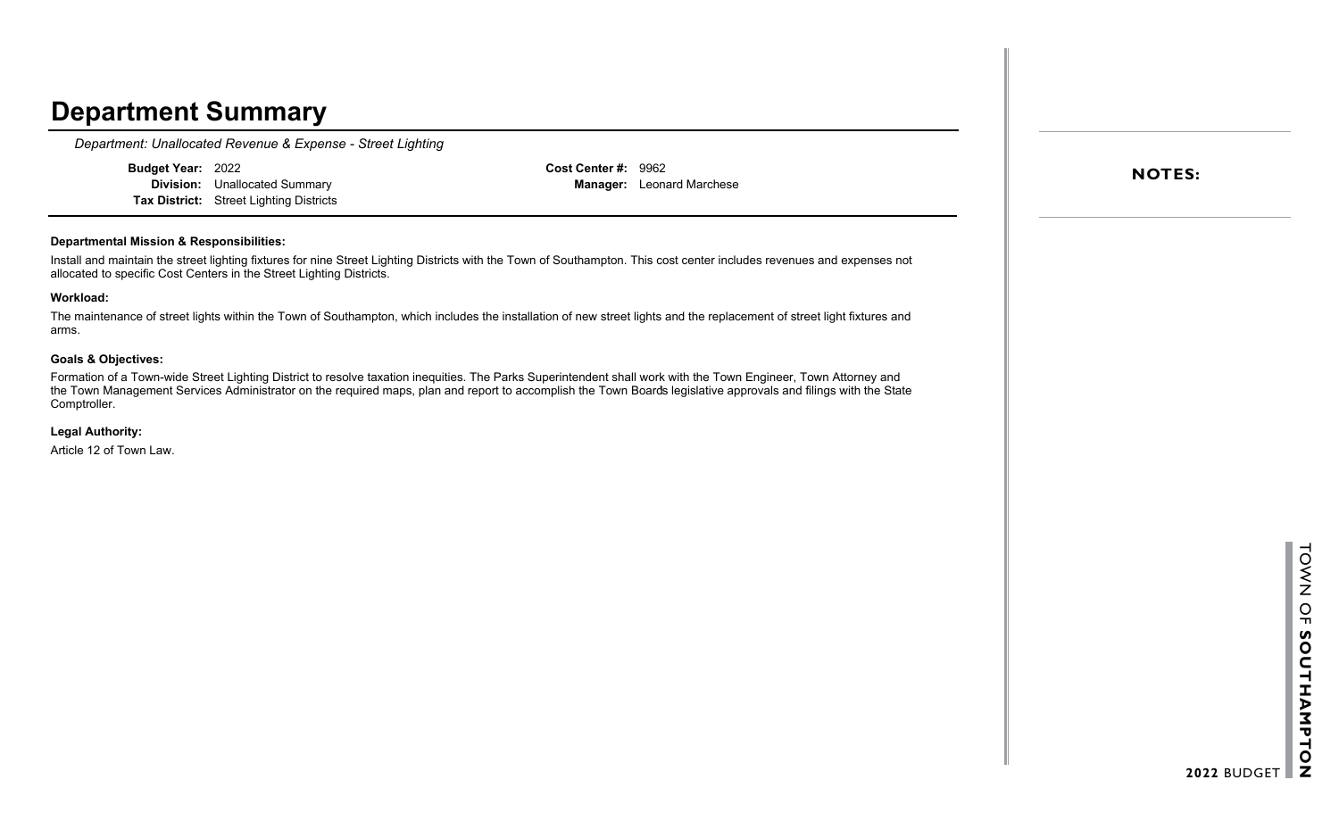# Department Summary

*Department: Unallocated Revenue & Expense - Street Lighting*

| | | | |
|---|---|---|---|
| **Budget Year:** | 2022 | **Cost Center #:** | 9962 |
| **Division:** | Unallocated Summary | **Manager:** | Leonard Marchese |
| **Tax District:** | Street Lighting Districts | | |

**NOTES:**

**Departmental Mission & Responsibilities:**

Install and maintain the street lighting fixtures for nine Street Lighting Districts with the Town of Southampton. This cost center includes revenues and expenses not allocated to specific Cost Centers in the Street Lighting Districts.

**Workload:**

The maintenance of street lights within the Town of Southampton, which includes the installation of new street lights and the replacement of street light fixtures and arms.

**Goals & Objectives:**

Formation of a Town-wide Street Lighting District to resolve taxation inequities. The Parks Superintendent shall work with the Town Engineer, Town Attorney and the Town Management Services Administrator on the required maps, plan and report to accomplish the Town Board's legislative approvals and filings with the State Comptroller.

**Legal Authority:**

Article 12 of Town Law.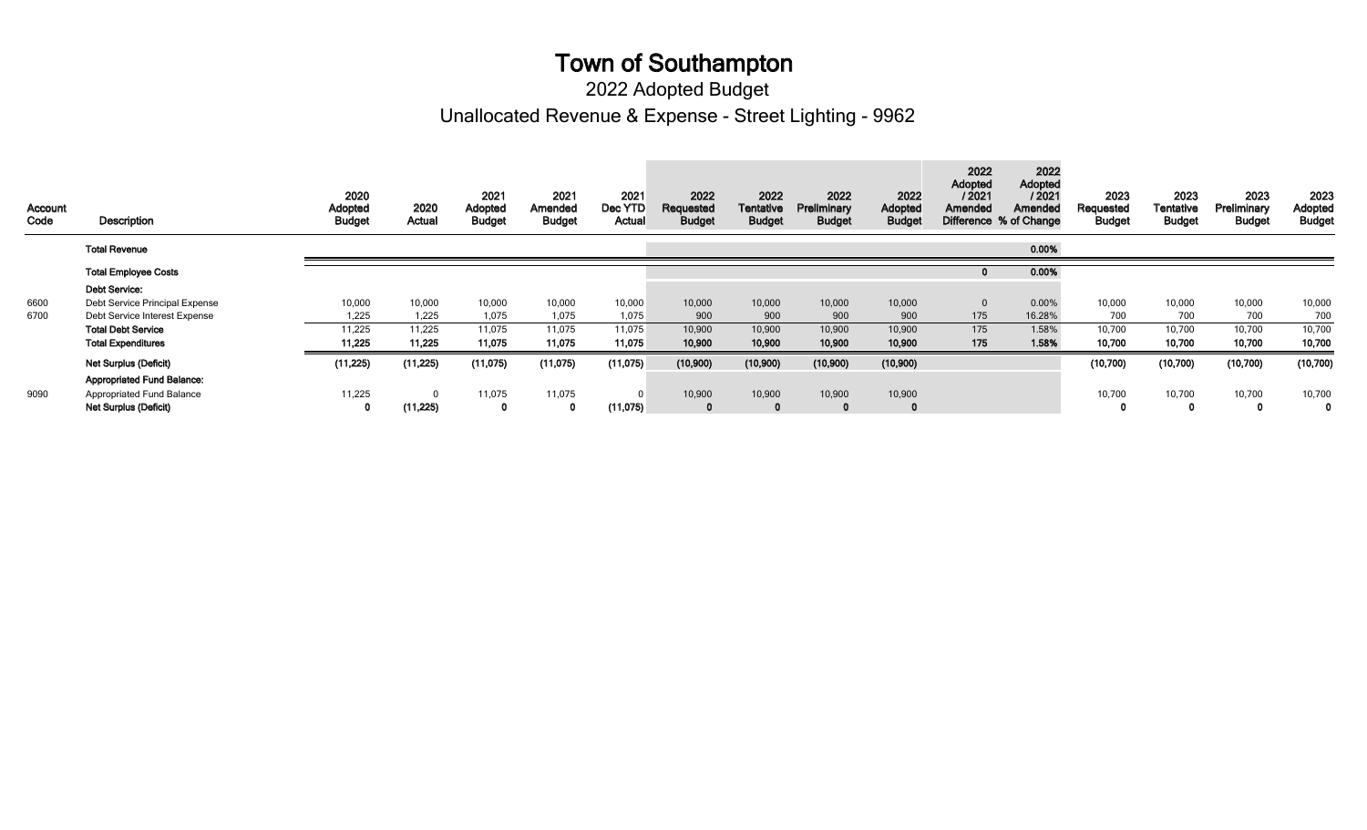# Town of Southampton

## 2022 Adopted Budget

## Unallocated Revenue & Expense - Street Lighting - 9962

| Account Code | Description | 2020 Adopted Budget | 2020 Actual | 2021 Adopted Budget | 2021 Amended Budget | 2021 Dec YTD Actual | 2022 Requested Budget | 2022 Tentative Budget | 2022 Preliminary Budget | 2022 Adopted Budget | 2022 Adopted / 2021 Amended Difference | 2022 Adopted / 2021 Amended % of Change | 2023 Requested Budget | 2023 Tentative Budget | 2023 Preliminary Budget | 2023 Adopted Budget |
|---|---|---|---|---|---|---|---|---|---|---|---|---|---|---|---|---|
| | **Total Revenue** | | | | | | | | | | | **0.00%** | | | | |
| | **Total Employee Costs** | | | | | | | | | | **0** | **0.00%** | | | | |
| | **Debt Service:** | | | | | | | | | | | | | | | |
| 6600 | Debt Service Principal Expense | 10,000 | 10,000 | 10,000 | 10,000 | 10,000 | 10,000 | 10,000 | 10,000 | 10,000 | 0 | 0.00% | 10,000 | 10,000 | 10,000 | 10,000 |
| 6700 | Debt Service Interest Expense | 1,225 | 1,225 | 1,075 | 1,075 | 1,075 | 900 | 900 | 900 | 900 | 175 | 16.28% | 700 | 700 | 700 | 700 |
| | **Total Debt Service** | 11,225 | 11,225 | 11,075 | 11,075 | 11,075 | 10,900 | 10,900 | 10,900 | 10,900 | 175 | 1.58% | 10,700 | 10,700 | 10,700 | 10,700 |
| | **Total Expenditures** | **11,225** | **11,225** | **11,075** | **11,075** | **11,075** | **10,900** | **10,900** | **10,900** | **10,900** | **175** | **1.58%** | **10,700** | **10,700** | **10,700** | **10,700** |
| | **Net Surplus (Deficit)** | **(11,225)** | **(11,225)** | **(11,075)** | **(11,075)** | **(11,075)** | **(10,900)** | **(10,900)** | **(10,900)** | **(10,900)** | | | **(10,700)** | **(10,700)** | **(10,700)** | **(10,700)** |
| | **Appropriated Fund Balance:** | | | | | | | | | | | | | | | |
| 9090 | Appropriated Fund Balance | 11,225 | 0 | 11,075 | 11,075 | 0 | 10,900 | 10,900 | 10,900 | 10,900 | | | 10,700 | 10,700 | 10,700 | 10,700 |
| | **Net Surplus (Deficit)** | **0** | **(11,225)** | **0** | **0** | **(11,075)** | **0** | **0** | **0** | **0** | | | **0** | **0** | **0** | **0** |